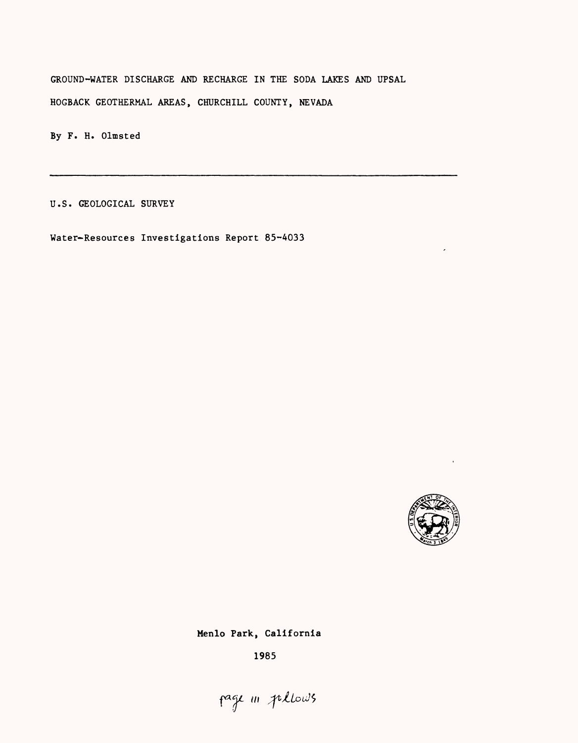# GROUND-WATER DISCHARGE AND RECHARGE IN THE SODA LAKES AND UPSAL HOGBACK GEOTHERMAL AREAS, CHURCHILL COUNTY, NEVADA

By F. H. Olmsted

---

U.S. GEOLOGICAL SURVEY

Water-Resources Investigations Report 85-4033

Menlo Park, California

1985

page iii follows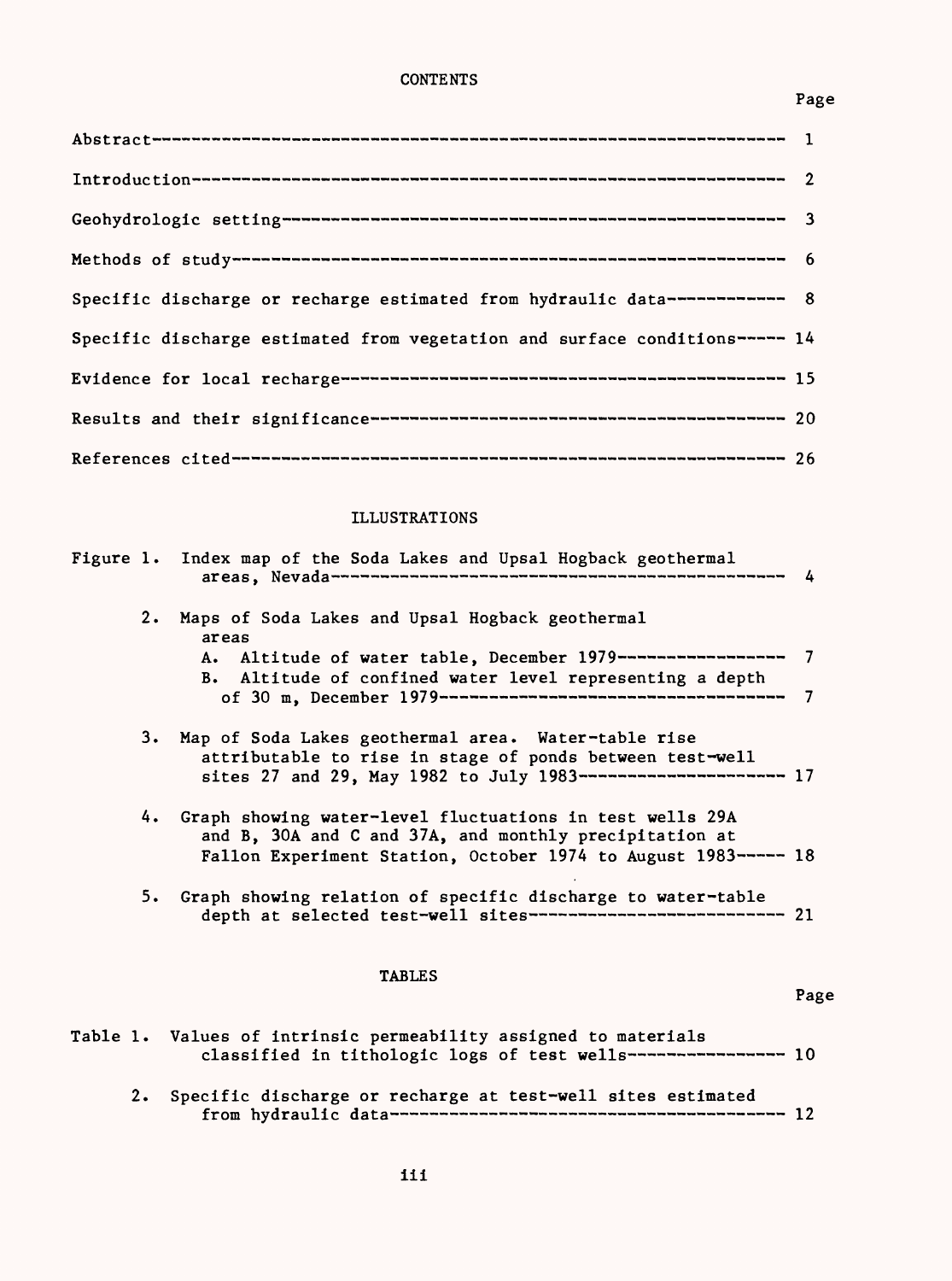# CONTENTS

| | Page |
|---|---|
| Abstract | 1 |
| Introduction | 2 |
| Geohydrologic setting | 3 |
| Methods of study | 6 |
| Specific discharge or recharge estimated from hydraulic data | 8 |
| Specific discharge estimated from vegetation and surface conditions | 14 |
| Evidence for local recharge | 15 |
| Results and their significance | 20 |
| References cited | 26 |

# ILLUSTRATIONS

| | Page |
|---|---|
| Figure 1. Index map of the Soda Lakes and Upsal Hogback geothermal areas, Nevada | 4 |
| 2. Maps of Soda Lakes and Upsal Hogback geothermal areas | |
| A. Altitude of water table, December 1979 | 7 |
| B. Altitude of confined water level representing a depth of 30 m, December 1979 | 7 |
| 3. Map of Soda Lakes geothermal area. Water-table rise attributable to rise in stage of ponds between test-well sites 27 and 29, May 1982 to July 1983 | 17 |
| 4. Graph showing water-level fluctuations in test wells 29A and B, 30A and C and 37A, and monthly precipitation at Fallon Experiment Station, October 1974 to August 1983 | 18 |
| 5. Graph showing relation of specific discharge to water-table depth at selected test-well sites | 21 |

# TABLES

| | Page |
|---|---|
| Table 1. Values of intrinsic permeability assigned to materials classified in lithologic logs of test wells | 10 |
| 2. Specific discharge or recharge at test-well sites estimated from hydraulic data | 12 |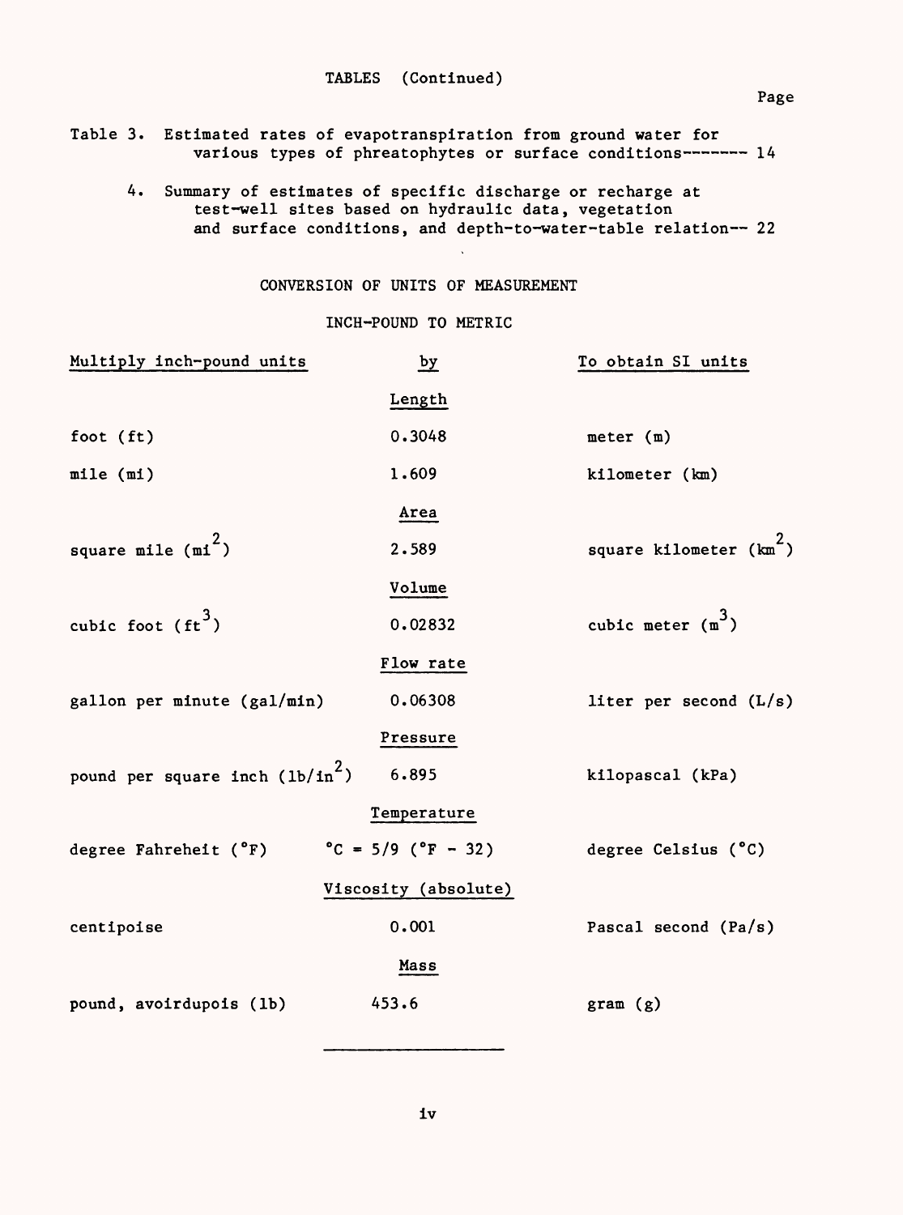TABLES (Continued)

| | | Page |
|---|---|---|
| Table 3. | Estimated rates of evapotranspiration from ground water for various types of phreatophytes or surface conditions | 14 |
| 4. | Summary of estimates of specific discharge or recharge at test-well sites based on hydraulic data, vegetation and surface conditions, and depth-to-water-table relation | 22 |

## CONVERSION OF UNITS OF MEASUREMENT

### INCH-POUND TO METRIC

| Multiply inch-pound units | by | To obtain SI units |
|---|---|---|
| | Length | |
| foot (ft) | 0.3048 | meter (m) |
| mile (mi) | 1.609 | kilometer (km) |
| | Area | |
| square mile ($mi^2$) | 2.589 | square kilometer ($km^2$) |
| | Volume | |
| cubic foot ($ft^3$) | 0.02832 | cubic meter ($m^3$) |
| | Flow rate | |
| gallon per minute (gal/min) | 0.06308 | liter per second (L/s) |
| | Pressure | |
| pound per square inch ($lb/in^2$) | 6.895 | kilopascal (kPa) |
| | Temperature | |
| degree Fahreheit (°F) | °C = 5/9 (°F - 32) | degree Celsius (°C) |
| | Viscosity (absolute) | |
| centipoise | 0.001 | Pascal second (Pa/s) |
| | Mass | |
| pound, avoirdupois (lb) | 453.6 | gram (g) |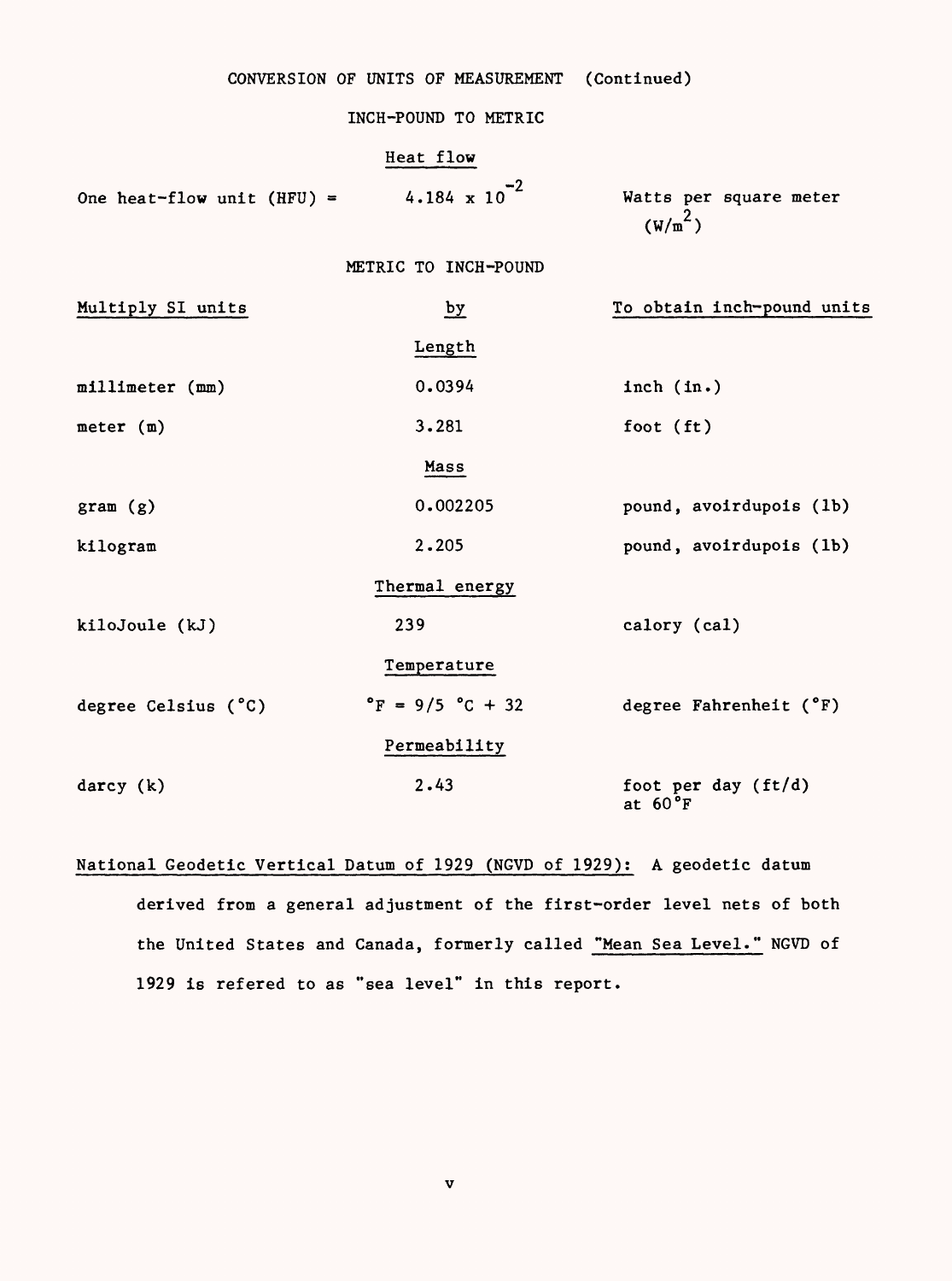## CONVERSION OF UNITS OF MEASUREMENT (Continued)

### INCH-POUND TO METRIC

| | Heat flow | |
|---|---|---|
| One heat-flow unit (HFU) = | $4.184 \times 10^{-2}$ | Watts per square meter ($W/m^2$) |

### METRIC TO INCH-POUND

| Multiply SI units | by | To obtain inch-pound units |
|---|---|---|
| | **Length** | |
| millimeter (mm) | 0.0394 | inch (in.) |
| meter (m) | 3.281 | foot (ft) |
| | **Mass** | |
| gram (g) | 0.002205 | pound, avoirdupois (lb) |
| kilogram | 2.205 | pound, avoirdupois (lb) |
| | **Thermal energy** | |
| kiloJoule (kJ) | 239 | calory (cal) |
| | **Temperature** | |
| degree Celsius (°C) | °F = 9/5 °C + 32 | degree Fahrenheit (°F) |
| | **Permeability** | |
| darcy (k) | 2.43 | foot per day (ft/d) at 60°F |

National Geodetic Vertical Datum of 1929 (NGVD of 1929): A geodetic datum derived from a general adjustment of the first-order level nets of both the United States and Canada, formerly called "Mean Sea Level." NGVD of 1929 is refered to as "sea level" in this report.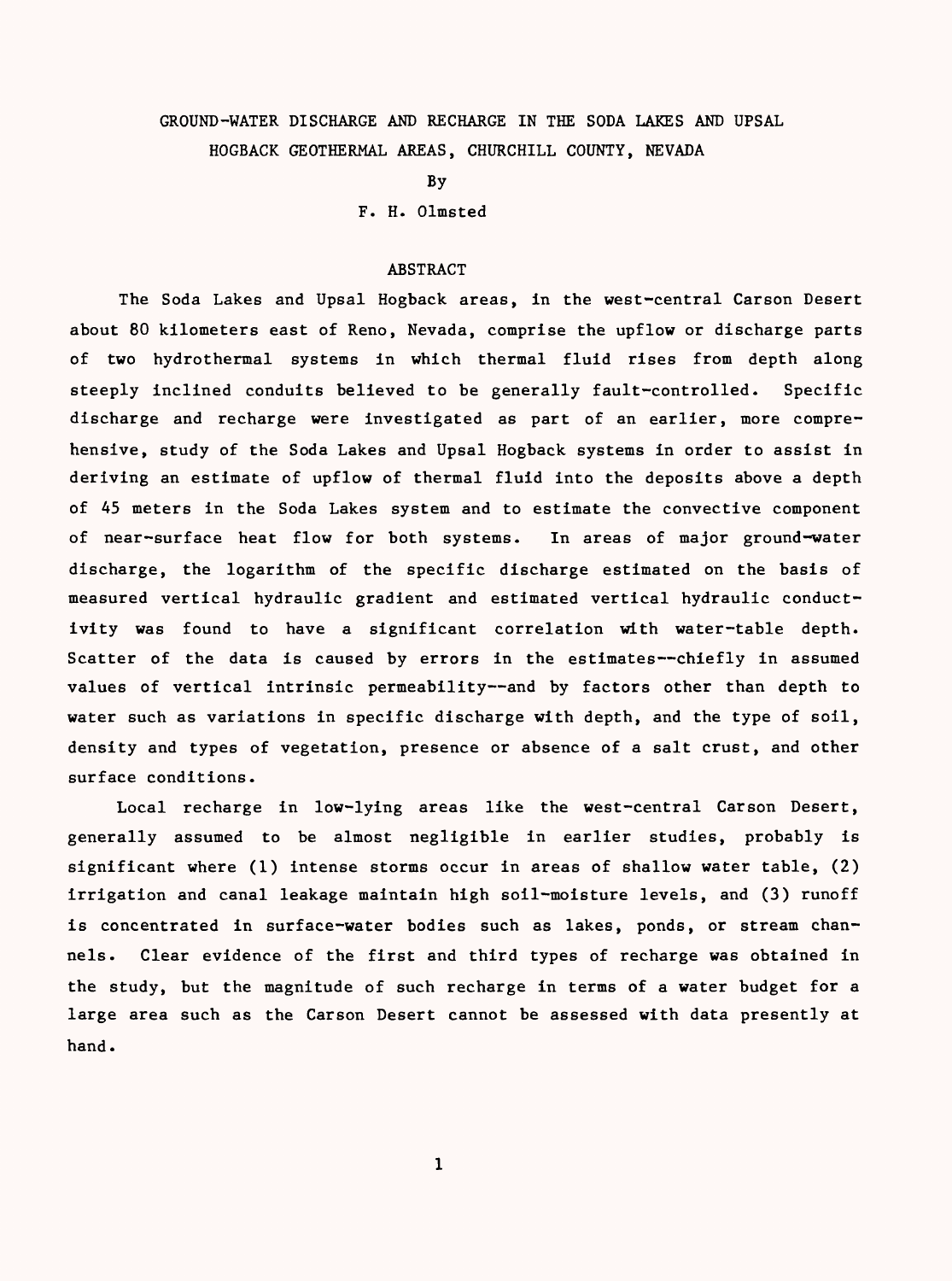# GROUND-WATER DISCHARGE AND RECHARGE IN THE SODA LAKES AND UPSAL HOGBACK GEOTHERMAL AREAS, CHURCHILL COUNTY, NEVADA

By

F. H. Olmsted

## ABSTRACT

The Soda Lakes and Upsal Hogback areas, in the west-central Carson Desert about 80 kilometers east of Reno, Nevada, comprise the upflow or discharge parts of two hydrothermal systems in which thermal fluid rises from depth along steeply inclined conduits believed to be generally fault-controlled. Specific discharge and recharge were investigated as part of an earlier, more comprehensive, study of the Soda Lakes and Upsal Hogback systems in order to assist in deriving an estimate of upflow of thermal fluid into the deposits above a depth of 45 meters in the Soda Lakes system and to estimate the convective component of near-surface heat flow for both systems. In areas of major ground-water discharge, the logarithm of the specific discharge estimated on the basis of measured vertical hydraulic gradient and estimated vertical hydraulic conductivity was found to have a significant correlation with water-table depth. Scatter of the data is caused by errors in the estimates--chiefly in assumed values of vertical intrinsic permeability--and by factors other than depth to water such as variations in specific discharge with depth, and the type of soil, density and types of vegetation, presence or absence of a salt crust, and other surface conditions.

Local recharge in low-lying areas like the west-central Carson Desert, generally assumed to be almost negligible in earlier studies, probably is significant where (1) intense storms occur in areas of shallow water table, (2) irrigation and canal leakage maintain high soil-moisture levels, and (3) runoff is concentrated in surface-water bodies such as lakes, ponds, or stream channels. Clear evidence of the first and third types of recharge was obtained in the study, but the magnitude of such recharge in terms of a water budget for a large area such as the Carson Desert cannot be assessed with data presently at hand.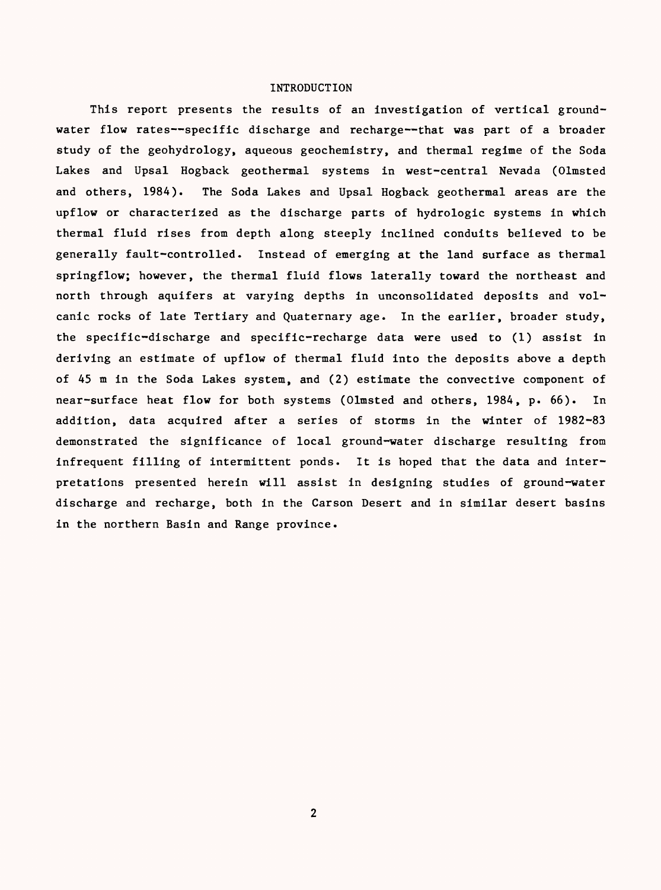# INTRODUCTION

This report presents the results of an investigation of vertical ground-water flow rates--specific discharge and recharge--that was part of a broader study of the geohydrology, aqueous geochemistry, and thermal regime of the Soda Lakes and Upsal Hogback geothermal systems in west-central Nevada (Olmsted and others, 1984). The Soda Lakes and Upsal Hogback geothermal areas are the upflow or characterized as the discharge parts of hydrologic systems in which thermal fluid rises from depth along steeply inclined conduits believed to be generally fault-controlled. Instead of emerging at the land surface as thermal springflow; however, the thermal fluid flows laterally toward the northeast and north through aquifers at varying depths in unconsolidated deposits and volcanic rocks of late Tertiary and Quaternary age. In the earlier, broader study, the specific-discharge and specific-recharge data were used to (1) assist in deriving an estimate of upflow of thermal fluid into the deposits above a depth of 45 m in the Soda Lakes system, and (2) estimate the convective component of near-surface heat flow for both systems (Olmsted and others, 1984, p. 66). In addition, data acquired after a series of storms in the winter of 1982-83 demonstrated the significance of local ground-water discharge resulting from infrequent filling of intermittent ponds. It is hoped that the data and interpretations presented herein will assist in designing studies of ground-water discharge and recharge, both in the Carson Desert and in similar desert basins in the northern Basin and Range province.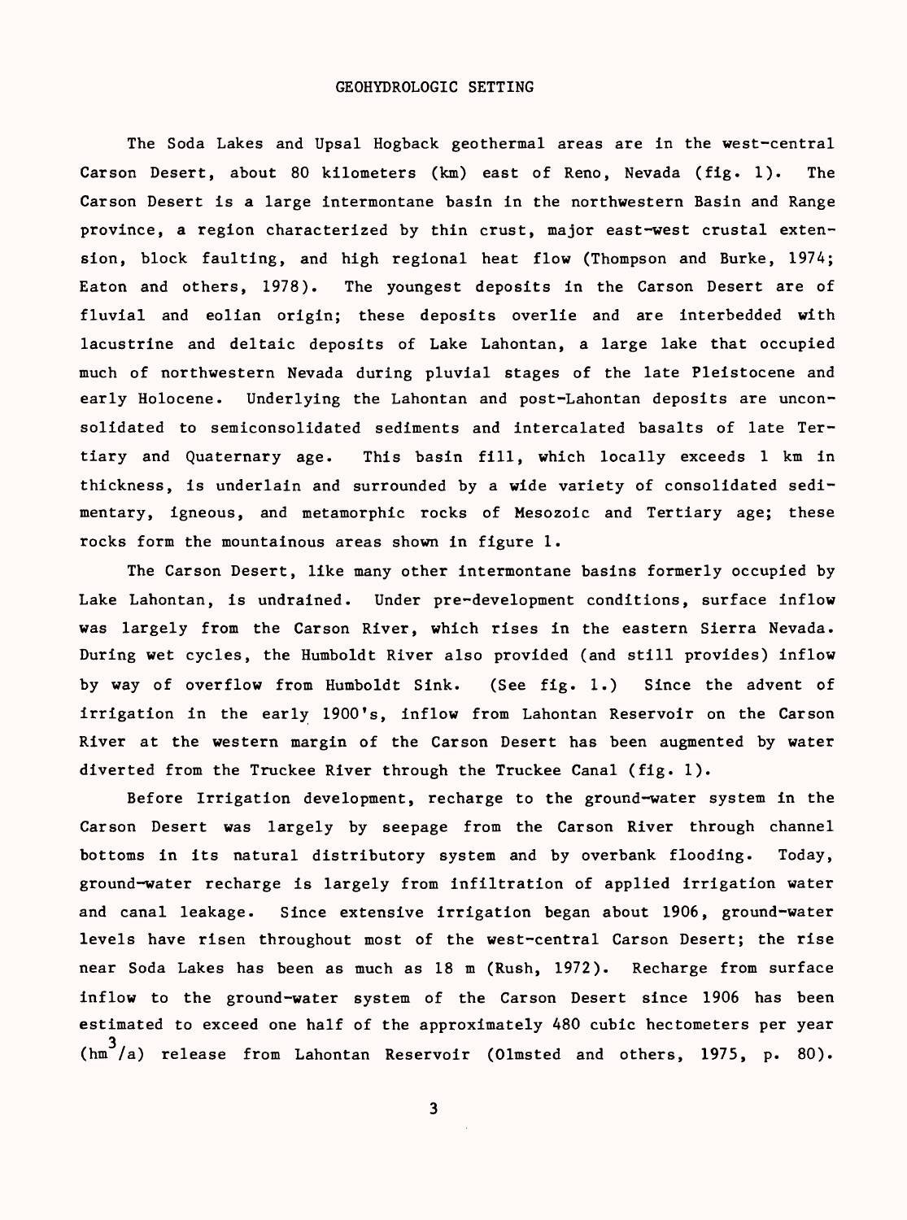## GEOHYDROLOGIC SETTING

The Soda Lakes and Upsal Hogback geothermal areas are in the west-central Carson Desert, about 80 kilometers (km) east of Reno, Nevada (fig. 1). The Carson Desert is a large intermontane basin in the northwestern Basin and Range province, a region characterized by thin crust, major east-west crustal extension, block faulting, and high regional heat flow (Thompson and Burke, 1974; Eaton and others, 1978). The youngest deposits in the Carson Desert are of fluvial and eolian origin; these deposits overlie and are interbedded with lacustrine and deltaic deposits of Lake Lahontan, a large lake that occupied much of northwestern Nevada during pluvial stages of the late Pleistocene and early Holocene. Underlying the Lahontan and post-Lahontan deposits are unconsolidated to semiconsolidated sediments and intercalated basalts of late Tertiary and Quaternary age. This basin fill, which locally exceeds 1 km in thickness, is underlain and surrounded by a wide variety of consolidated sedimentary, igneous, and metamorphic rocks of Mesozoic and Tertiary age; these rocks form the mountainous areas shown in figure 1.

The Carson Desert, like many other intermontane basins formerly occupied by Lake Lahontan, is undrained. Under pre-development conditions, surface inflow was largely from the Carson River, which rises in the eastern Sierra Nevada. During wet cycles, the Humboldt River also provided (and still provides) inflow by way of overflow from Humboldt Sink. (See fig. 1.) Since the advent of irrigation in the early 1900's, inflow from Lahontan Reservoir on the Carson River at the western margin of the Carson Desert has been augmented by water diverted from the Truckee River through the Truckee Canal (fig. 1).

Before Irrigation development, recharge to the ground-water system in the Carson Desert was largely by seepage from the Carson River through channel bottoms in its natural distributory system and by overbank flooding. Today, ground-water recharge is largely from infiltration of applied irrigation water and canal leakage. Since extensive irrigation began about 1906, ground-water levels have risen throughout most of the west-central Carson Desert; the rise near Soda Lakes has been as much as 18 m (Rush, 1972). Recharge from surface inflow to the ground-water system of the Carson Desert since 1906 has been estimated to exceed one half of the approximately 480 cubic hectometers per year ($hm^3/a$) release from Lahontan Reservoir (Olmsted and others, 1975, p. 80).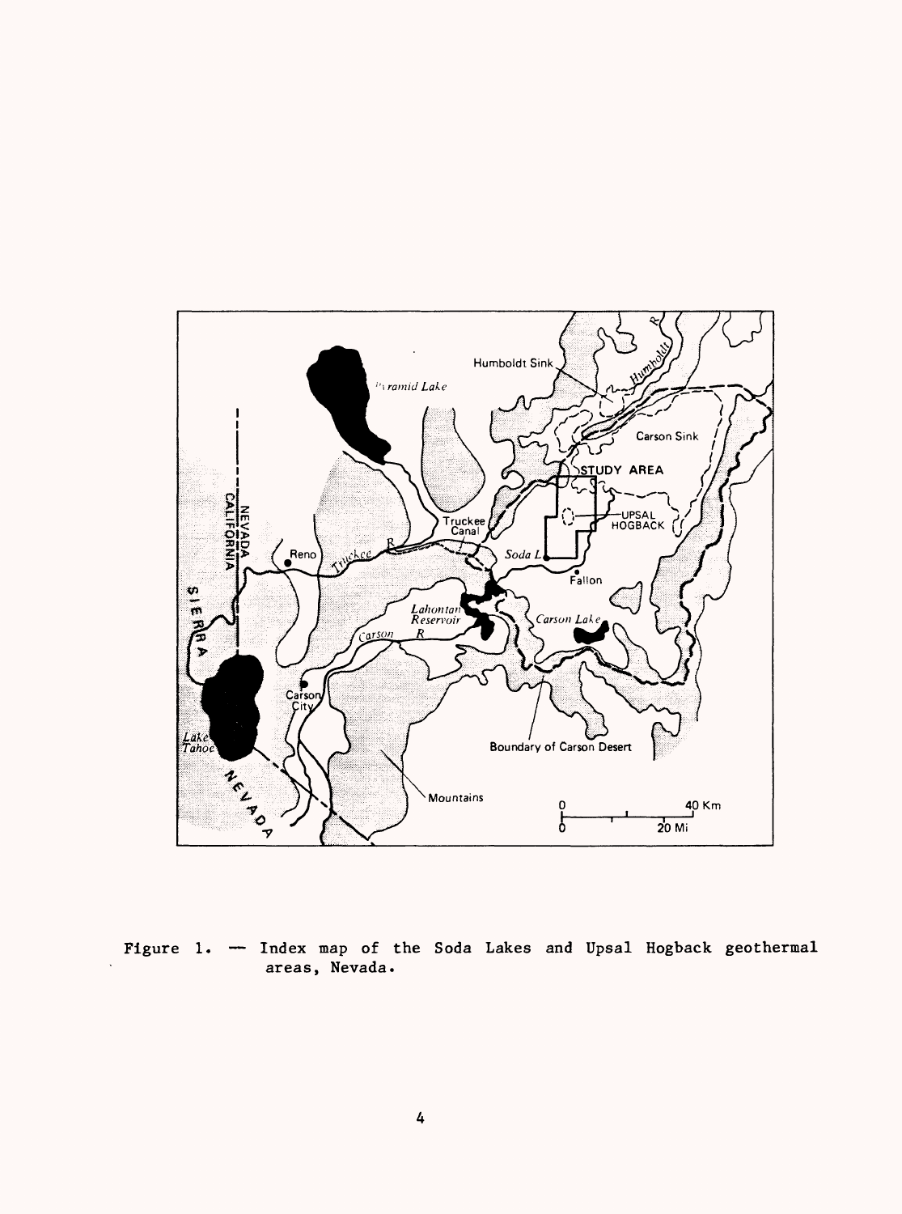Figure 1. — Index map of the Soda Lakes and Upsal Hogback geothermal areas, Nevada.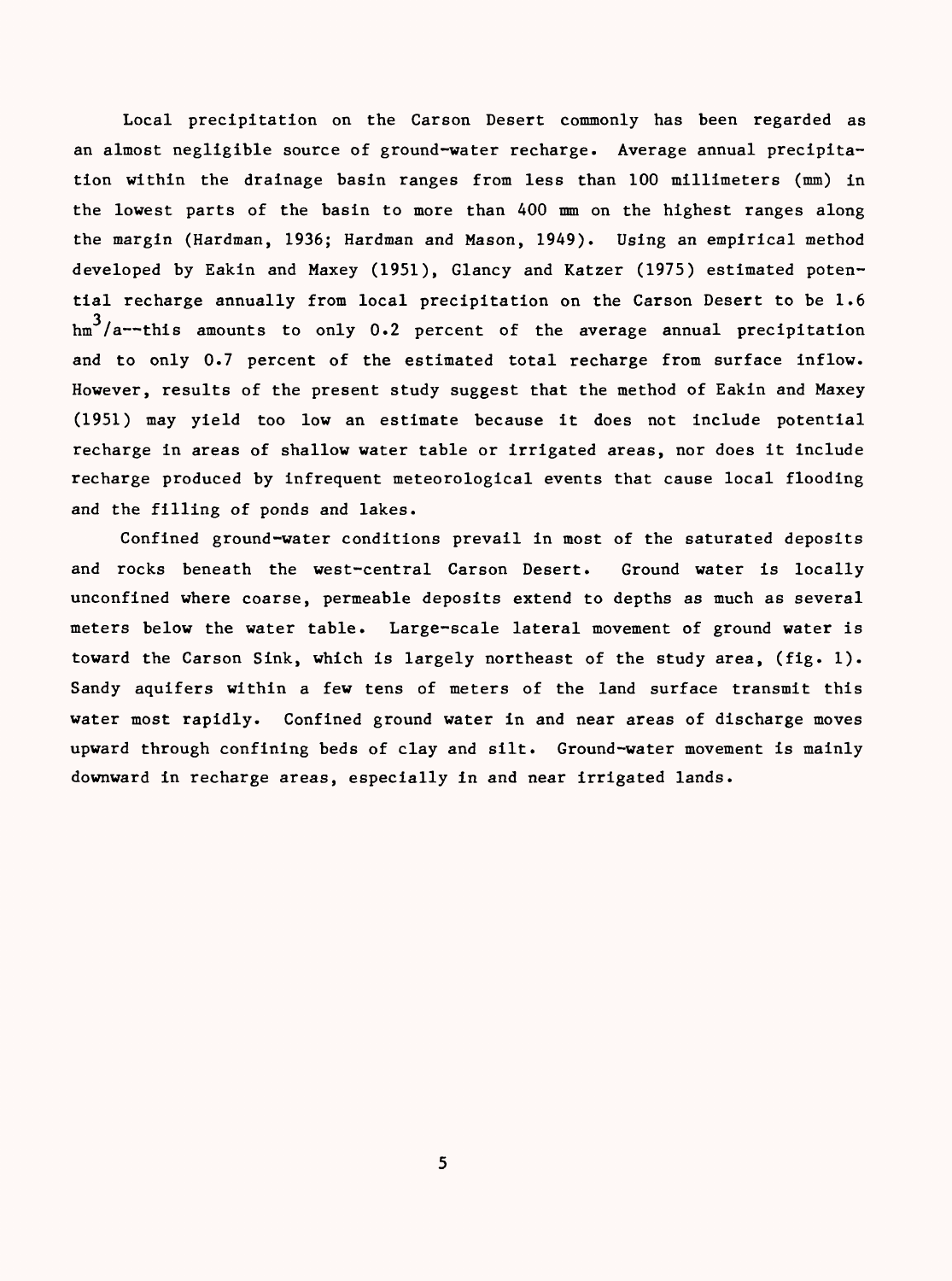Local precipitation on the Carson Desert commonly has been regarded as an almost negligible source of ground-water recharge. Average annual precipitation within the drainage basin ranges from less than 100 millimeters (mm) in the lowest parts of the basin to more than 400 mm on the highest ranges along the margin (Hardman, 1936; Hardman and Mason, 1949). Using an empirical method developed by Eakin and Maxey (1951), Glancy and Katzer (1975) estimated potential recharge annually from local precipitation on the Carson Desert to be 1.6 $hm^3/a$--this amounts to only 0.2 percent of the average annual precipitation and to only 0.7 percent of the estimated total recharge from surface inflow. However, results of the present study suggest that the method of Eakin and Maxey (1951) may yield too low an estimate because it does not include potential recharge in areas of shallow water table or irrigated areas, nor does it include recharge produced by infrequent meteorological events that cause local flooding and the filling of ponds and lakes.

Confined ground-water conditions prevail in most of the saturated deposits and rocks beneath the west-central Carson Desert. Ground water is locally unconfined where coarse, permeable deposits extend to depths as much as several meters below the water table. Large-scale lateral movement of ground water is toward the Carson Sink, which is largely northeast of the study area, (fig. 1). Sandy aquifers within a few tens of meters of the land surface transmit this water most rapidly. Confined ground water in and near areas of discharge moves upward through confining beds of clay and silt. Ground-water movement is mainly downward in recharge areas, especially in and near irrigated lands.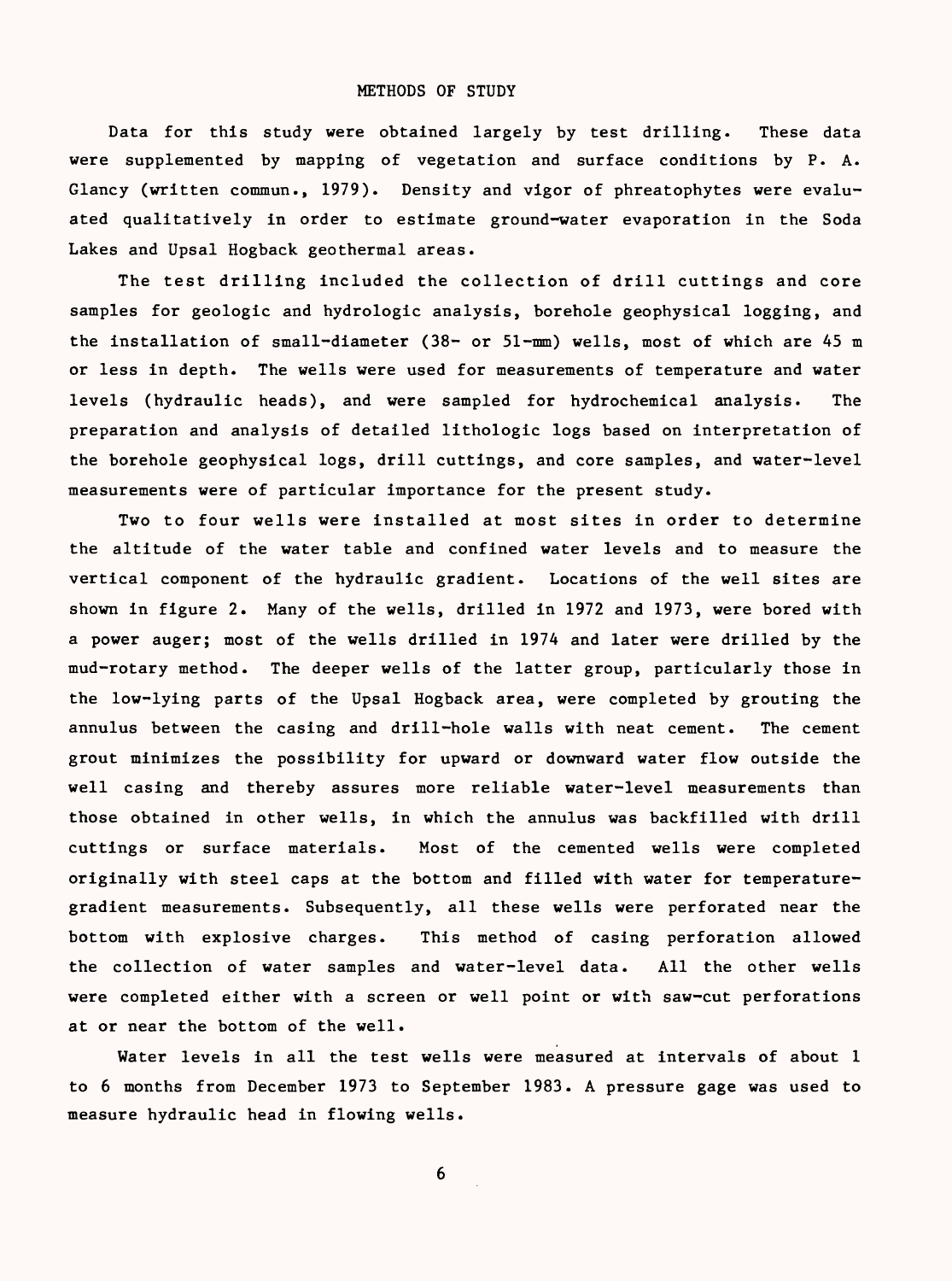## METHODS OF STUDY

Data for this study were obtained largely by test drilling. These data were supplemented by mapping of vegetation and surface conditions by P. A. Glancy (written commun., 1979). Density and vigor of phreatophytes were evaluated qualitatively in order to estimate ground-water evaporation in the Soda Lakes and Upsal Hogback geothermal areas.

The test drilling included the collection of drill cuttings and core samples for geologic and hydrologic analysis, borehole geophysical logging, and the installation of small-diameter (38- or 51-mm) wells, most of which are 45 m or less in depth. The wells were used for measurements of temperature and water levels (hydraulic heads), and were sampled for hydrochemical analysis. The preparation and analysis of detailed lithologic logs based on interpretation of the borehole geophysical logs, drill cuttings, and core samples, and water-level measurements were of particular importance for the present study.

Two to four wells were installed at most sites in order to determine the altitude of the water table and confined water levels and to measure the vertical component of the hydraulic gradient. Locations of the well sites are shown in figure 2. Many of the wells, drilled in 1972 and 1973, were bored with a power auger; most of the wells drilled in 1974 and later were drilled by the mud-rotary method. The deeper wells of the latter group, particularly those in the low-lying parts of the Upsal Hogback area, were completed by grouting the annulus between the casing and drill-hole walls with neat cement. The cement grout minimizes the possibility for upward or downward water flow outside the well casing and thereby assures more reliable water-level measurements than those obtained in other wells, in which the annulus was backfilled with drill cuttings or surface materials. Most of the cemented wells were completed originally with steel caps at the bottom and filled with water for temperature-gradient measurements. Subsequently, all these wells were perforated near the bottom with explosive charges. This method of casing perforation allowed the collection of water samples and water-level data. All the other wells were completed either with a screen or well point or with saw-cut perforations at or near the bottom of the well.

Water levels in all the test wells were measured at intervals of about 1 to 6 months from December 1973 to September 1983. A pressure gage was used to measure hydraulic head in flowing wells.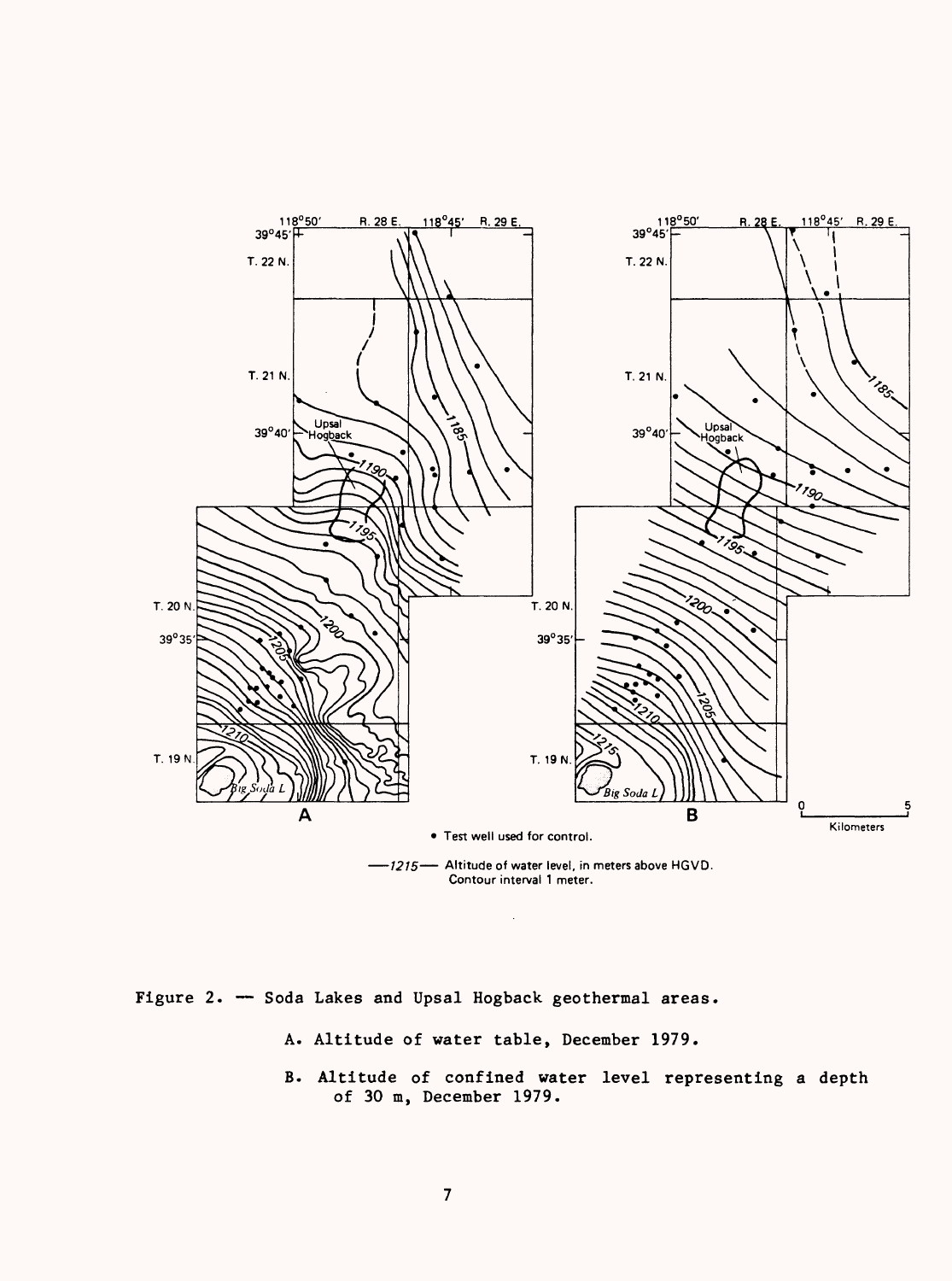Figure 2. — Soda Lakes and Upsal Hogback geothermal areas.

A. Altitude of water table, December 1979.

B. Altitude of confined water level representing a depth of 30 m, December 1979.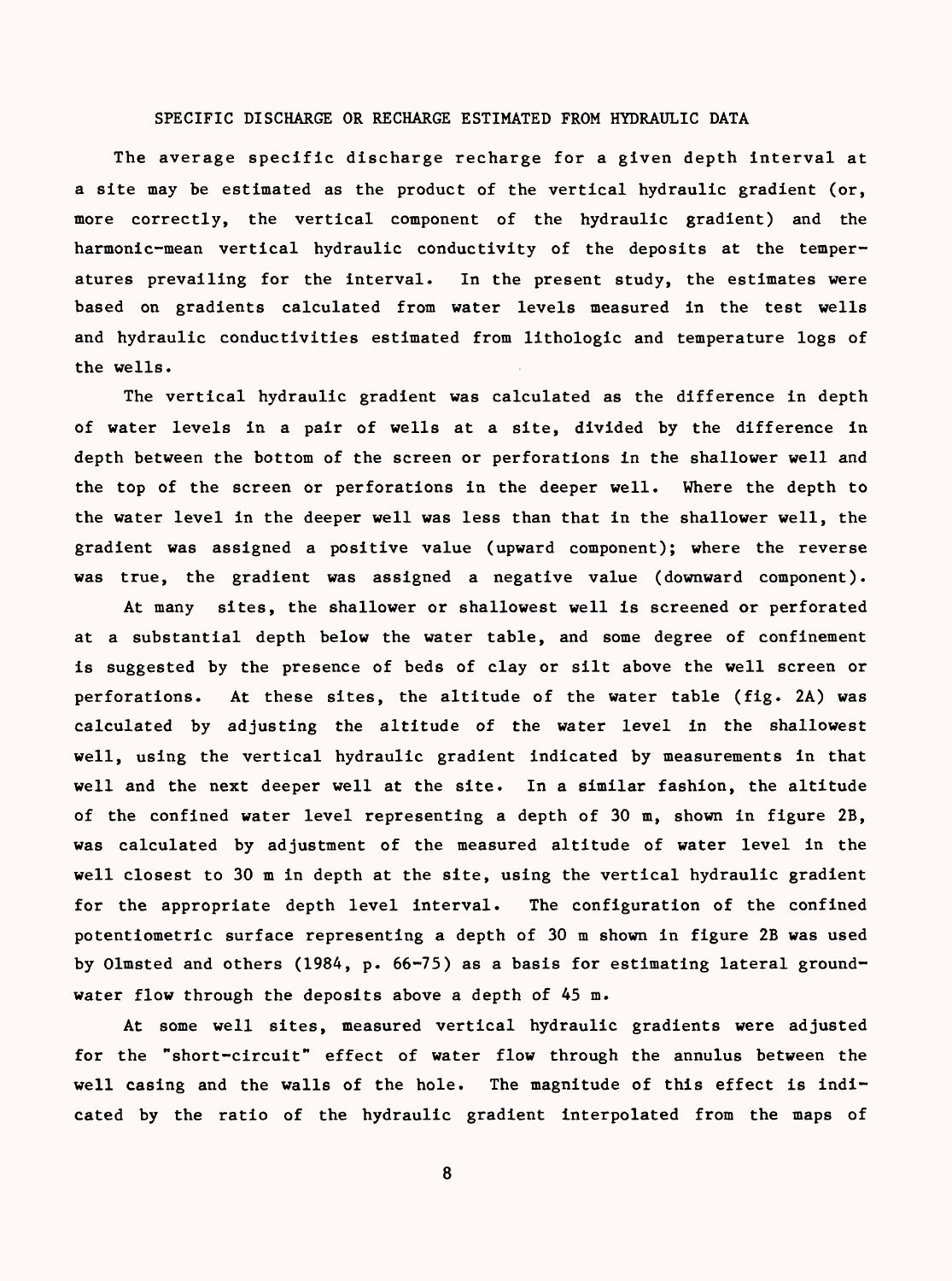## SPECIFIC DISCHARGE OR RECHARGE ESTIMATED FROM HYDRAULIC DATA

The average specific discharge recharge for a given depth interval at a site may be estimated as the product of the vertical hydraulic gradient (or, more correctly, the vertical component of the hydraulic gradient) and the harmonic-mean vertical hydraulic conductivity of the deposits at the temperatures prevailing for the interval. In the present study, the estimates were based on gradients calculated from water levels measured in the test wells and hydraulic conductivities estimated from lithologic and temperature logs of the wells.

The vertical hydraulic gradient was calculated as the difference in depth of water levels in a pair of wells at a site, divided by the difference in depth between the bottom of the screen or perforations in the shallower well and the top of the screen or perforations in the deeper well. Where the depth to the water level in the deeper well was less than that in the shallower well, the gradient was assigned a positive value (upward component); where the reverse was true, the gradient was assigned a negative value (downward component).

At many sites, the shallower or shallowest well is screened or perforated at a substantial depth below the water table, and some degree of confinement is suggested by the presence of beds of clay or silt above the well screen or perforations. At these sites, the altitude of the water table (fig. 2A) was calculated by adjusting the altitude of the water level in the shallowest well, using the vertical hydraulic gradient indicated by measurements in that well and the next deeper well at the site. In a similar fashion, the altitude of the confined water level representing a depth of 30 m, shown in figure 2B, was calculated by adjustment of the measured altitude of water level in the well closest to 30 m in depth at the site, using the vertical hydraulic gradient for the appropriate depth level interval. The configuration of the confined potentiometric surface representing a depth of 30 m shown in figure 2B was used by Olmsted and others (1984, p. 66-75) as a basis for estimating lateral ground-water flow through the deposits above a depth of 45 m.

At some well sites, measured vertical hydraulic gradients were adjusted for the "short-circuit" effect of water flow through the annulus between the well casing and the walls of the hole. The magnitude of this effect is indicated by the ratio of the hydraulic gradient interpolated from the maps of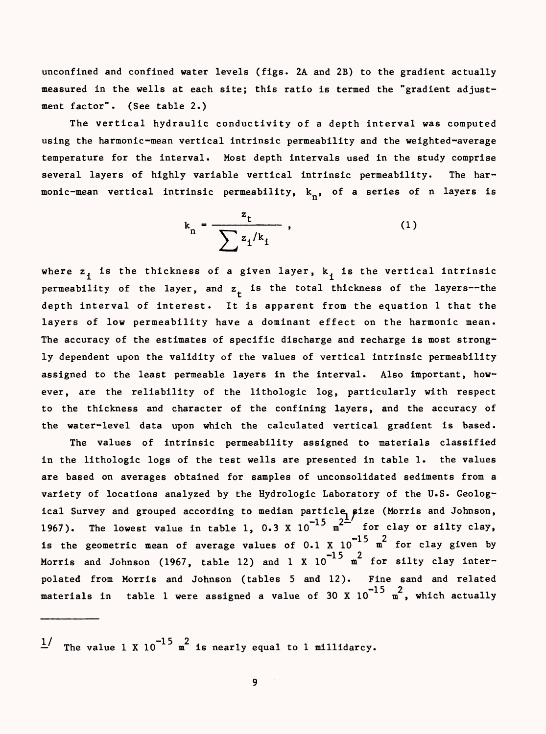unconfined and confined water levels (figs. 2A and 2B) to the gradient actually measured in the wells at each site; this ratio is termed the "gradient adjustment factor". (See table 2.)

The vertical hydraulic conductivity of a depth interval was computed using the harmonic-mean vertical intrinsic permeability and the weighted-average temperature for the interval. Most depth intervals used in the study comprise several layers of highly variable vertical intrinsic permeability. The harmonic-mean vertical intrinsic permeability, $k_n$, of a series of n layers is

$$k_n = \frac{z_t}{\sum z_i/k_i} , \qquad (1)$$

where $z_i$ is the thickness of a given layer, $k_i$ is the vertical intrinsic permeability of the layer, and $z_t$ is the total thickness of the layers--the depth interval of interest. It is apparent from the equation 1 that the layers of low permeability have a dominant effect on the harmonic mean. The accuracy of the estimates of specific discharge and recharge is most strongly dependent upon the validity of the values of vertical intrinsic permeability assigned to the least permeable layers in the interval. Also important, however, are the reliability of the lithologic log, particularly with respect to the thickness and character of the confining layers, and the accuracy of the water-level data upon which the calculated vertical gradient is based.

The values of intrinsic permeability assigned to materials classified in the lithologic logs of the test wells are presented in table 1. the values are based on averages obtained for samples of unconsolidated sediments from a variety of locations analyzed by the Hydrologic Laboratory of the U.S. Geological Survey and grouped according to median particle size (Morris and Johnson, 1967). The lowest value in table 1, $0.3 \times 10^{-15}$ m$^2$[1] for clay or silty clay, is the geometric mean of average values of $0.1 \times 10^{-15}$ m$^2$ for clay given by Morris and Johnson (1967, table 12) and $1 \times 10^{-15}$ m$^2$ for silty clay interpolated from Morris and Johnson (tables 5 and 12). Fine sand and related materials in table 1 were assigned a value of $30 \times 10^{-15}$ m$^2$, which actually

---

[1] The value $1 \times 10^{-15}$ m$^2$ is nearly equal to 1 millidarcy.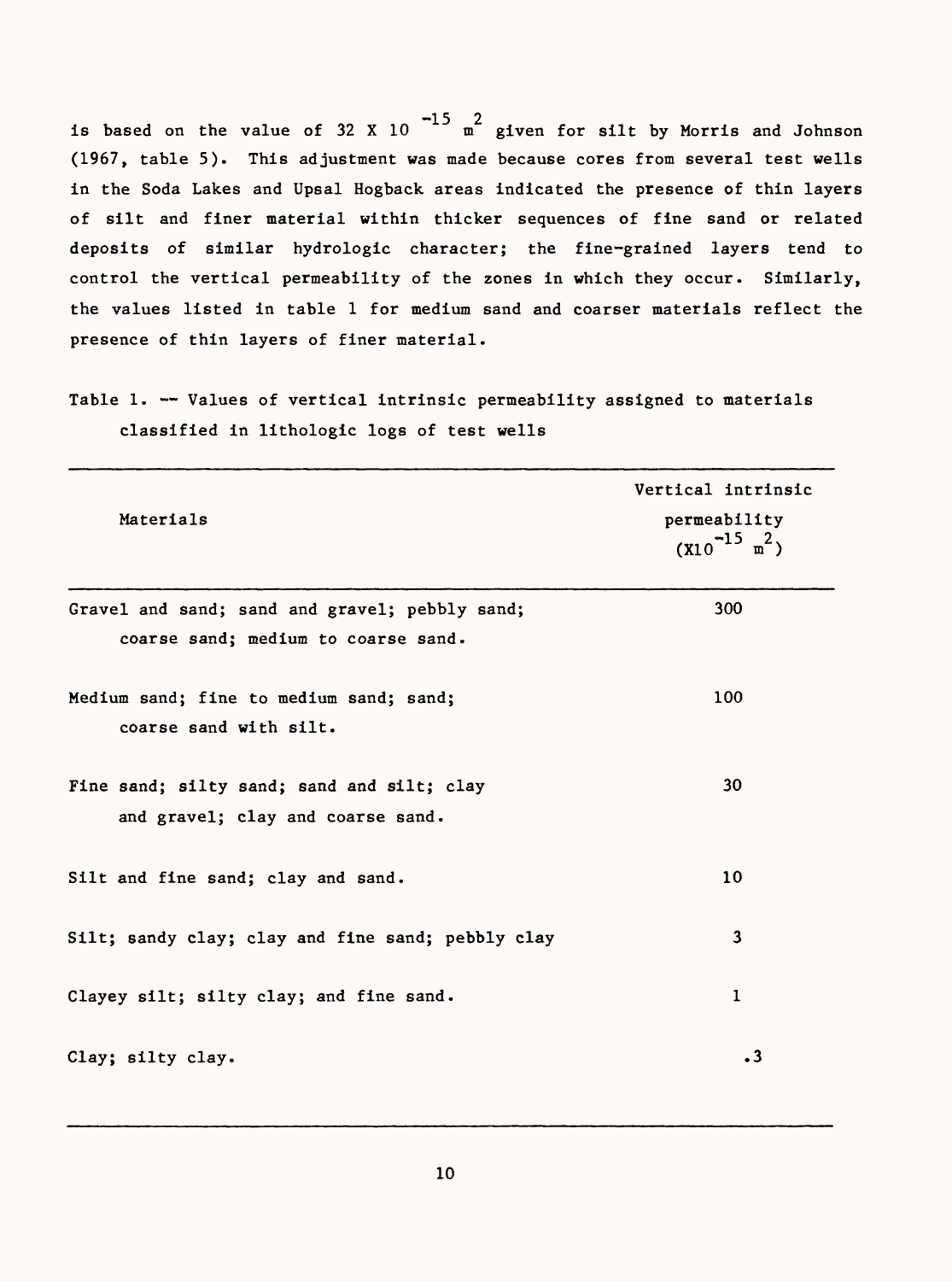is based on the value of $32 \times 10^{-15}$ $m^2$ given for silt by Morris and Johnson (1967, table 5). This adjustment was made because cores from several test wells in the Soda Lakes and Upsal Hogback areas indicated the presence of thin layers of silt and finer material within thicker sequences of fine sand or related deposits of similar hydrologic character; the fine-grained layers tend to control the vertical permeability of the zones in which they occur. Similarly, the values listed in table 1 for medium sand and coarser materials reflect the presence of thin layers of finer material.

Table 1. -- Values of vertical intrinsic permeability assigned to materials classified in lithologic logs of test wells

| Materials | Vertical intrinsic permeability ($\times 10^{-15}$ $m^2$) |
|---|---|
| Gravel and sand; sand and gravel; pebbly sand; coarse sand; medium to coarse sand. | 300 |
| Medium sand; fine to medium sand; sand; coarse sand with silt. | 100 |
| Fine sand; silty sand; sand and silt; clay and gravel; clay and coarse sand. | 30 |
| Silt and fine sand; clay and sand. | 10 |
| Silt; sandy clay; clay and fine sand; pebbly clay | 3 |
| Clayey silt; silty clay; and fine sand. | 1 |
| Clay; silty clay. | .3 |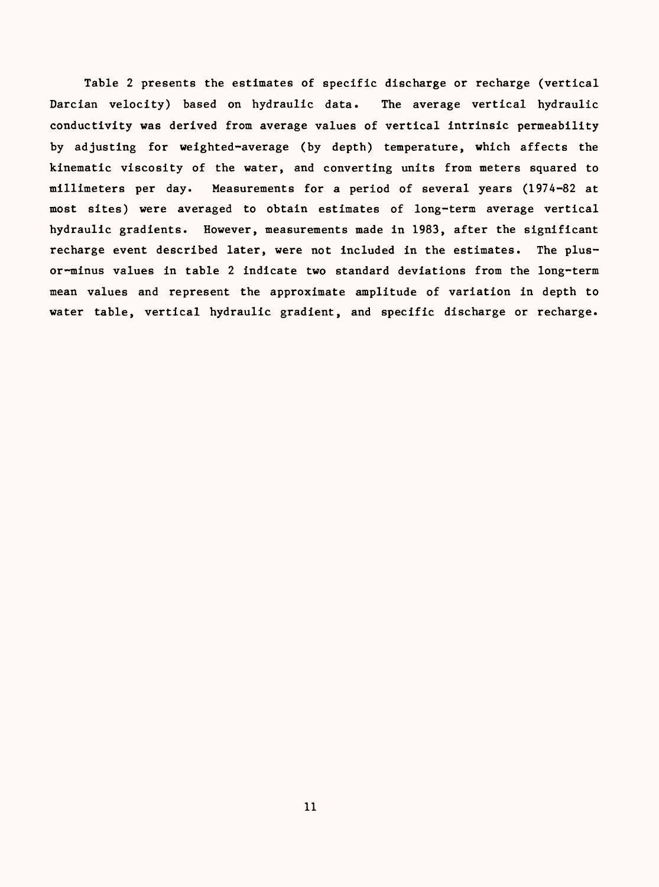Table 2 presents the estimates of specific discharge or recharge (vertical Darcian velocity) based on hydraulic data. The average vertical hydraulic conductivity was derived from average values of vertical intrinsic permeability by adjusting for weighted-average (by depth) temperature, which affects the kinematic viscosity of the water, and converting units from meters squared to millimeters per day. Measurements for a period of several years (1974-82 at most sites) were averaged to obtain estimates of long-term average vertical hydraulic gradients. However, measurements made in 1983, after the significant recharge event described later, were not included in the estimates. The plus-or-minus values in table 2 indicate two standard deviations from the long-term mean values and represent the approximate amplitude of variation in depth to water table, vertical hydraulic gradient, and specific discharge or recharge.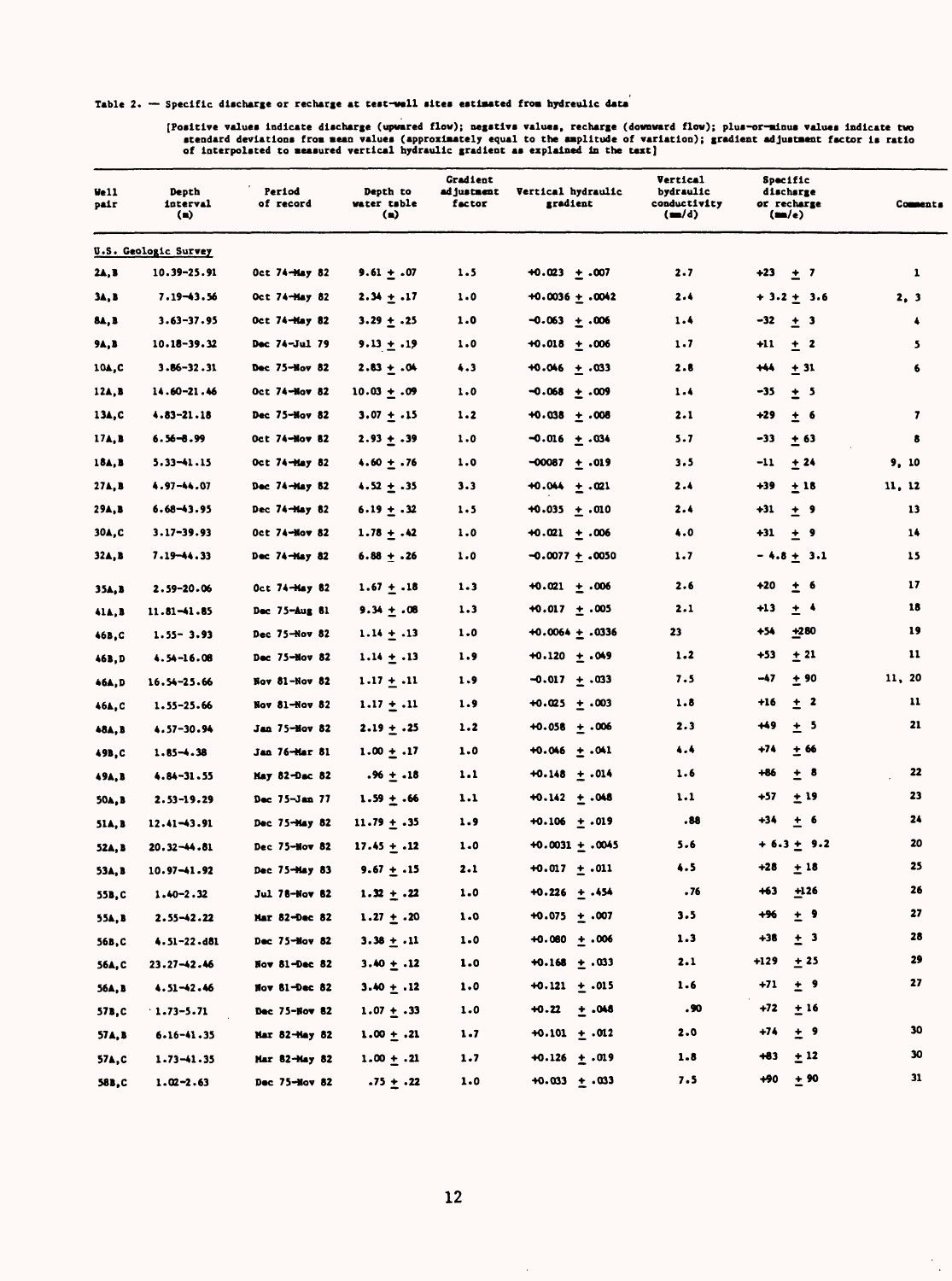Table 2. — Specific discharge or recharge at test-well sites estimated from hydraulic data

[Positive values indicate discharge (upward flow); negative values, recharge (downward flow); plus-or-minus values indicate two standard deviations from mean values (approximately equal to the amplitude of variation); gradient adjustment factor is ratio of interpolated to measured vertical hydraulic gradient as explained in the text]

| Well pair | Depth interval (m) | Period of record | Depth to water table (m) | Gradient adjustment factor | Vertical hydraulic gradient | Vertical hydraulic conductivity (mm/d) | Specific discharge or recharge (mm/a) | Comments |
|---|---|---|---|---|---|---|---|---|
| U.S. Geologic Survey | | | | | | | | |
| 2A,B | 10.39–25.91 | Oct 74–May 82 | 9.61 ± .07 | 1.5 | +0.023 ± .007 | 2.7 | +23 ± 7 | 1 |
| 3A,B | 7.19–43.56 | Oct 74–May 82 | 2.34 ± .17 | 1.0 | +0.0036 ± .0042 | 2.4 | + 3.2 ± 3.6 | 2, 3 |
| 8A,B | 3.63–37.95 | Oct 74–May 82 | 3.29 ± .25 | 1.0 | −0.063 ± .006 | 1.4 | −32 ± 3 | 4 |
| 9A,B | 10.18–39.32 | Dec 74–Jul 79 | 9.13 ± .19 | 1.0 | +0.018 ± .006 | 1.7 | +11 ± 2 | 5 |
| 10A,C | 3.86–32.31 | Dec 75–Nov 82 | 2.83 ± .04 | 4.3 | +0.046 ± .033 | 2.8 | +44 ± 31 | 6 |
| 12A,B | 14.60–21.46 | Oct 74–Nov 82 | 10.03 ± .09 | 1.0 | −0.068 ± .009 | 1.4 | −35 ± 5 | |
| 13A,C | 4.83–21.18 | Dec 75–Nov 82 | 3.07 ± .15 | 1.2 | +0.038 ± .008 | 2.1 | +29 ± 6 | 7 |
| 17A,B | 6.56–8.99 | Oct 74–Nov 82 | 2.93 ± .39 | 1.0 | −0.016 ± .034 | 5.7 | −33 ± 63 | 8 |
| 18A,B | 5.33–41.15 | Oct 74–May 82 | 4.60 ± .76 | 1.0 | −00087 ± .019 | 3.5 | −11 ± 24 | 9, 10 |
| 27A,B | 4.97–44.07 | Dec 74–May 82 | 4.52 ± .35 | 3.3 | +0.044 ± .021 | 2.4 | +39 ± 18 | 11, 12 |
| 29A,B | 6.68–43.95 | Dec 74–May 82 | 6.19 ± .32 | 1.5 | +0.035 ± .010 | 2.4 | +31 ± 9 | 13 |
| 30A,C | 3.17–39.93 | Oct 74–Nov 82 | 1.78 ± .42 | 1.0 | +0.021 ± .006 | 4.0 | +31 ± 9 | 14 |
| 32A,B | 7.19–44.33 | Dec 74–May 82 | 6.88 ± .26 | 1.0 | −0.0077 ± .0050 | 1.7 | − 4.8 ± 3.1 | 15 |
| 35A,B | 2.59–20.06 | Oct 74–May 82 | 1.67 ± .18 | 1.3 | +0.021 ± .006 | 2.6 | +20 ± 6 | 17 |
| 41A,B | 11.81–41.85 | Dec 75–Aug 81 | 9.34 ± .08 | 1.3 | +0.017 ± .005 | 2.1 | +13 ± 4 | 18 |
| 46B,C | 1.55– 3.93 | Dec 75–Nov 82 | 1.14 ± .13 | 1.0 | +0.0064 ± .0336 | 23 | +54 ±280 | 19 |
| 46B,D | 4.54–16.08 | Dec 75–Nov 82 | 1.14 ± .13 | 1.9 | +0.120 ± .049 | 1.2 | +53 ± 21 | 11 |
| 46A,D | 16.54–25.66 | Nov 81–Nov 82 | 1.17 ± .11 | 1.9 | −0.017 ± .033 | 7.5 | −47 ± 90 | 11, 20 |
| 46A,C | 1.55–25.66 | Nov 81–Nov 82 | 1.17 ± .11 | 1.9 | +0.025 ± .003 | 1.8 | +16 ± 2 | 11 |
| 48A,B | 4.57–30.94 | Jan 75–Nov 82 | 2.19 ± .25 | 1.2 | +0.058 ± .006 | 2.3 | +49 ± 5 | 21 |
| 49B,C | 1.85–4.38 | Jan 76–Mar 81 | 1.00 ± .17 | 1.0 | +0.046 ± .041 | 4.4 | +74 ± 66 | |
| 49A,B | 4.84–31.55 | May 82–Dec 82 | .96 ± .18 | 1.1 | +0.148 ± .014 | 1.6 | +86 ± 8 | 22 |
| 50A,B | 2.53–19.29 | Dec 75–Jan 77 | 1.59 ± .66 | 1.1 | +0.142 ± .048 | 1.1 | +57 ± 19 | 23 |
| 51A,B | 12.41–43.91 | Dec 75–May 82 | 11.79 ± .35 | 1.9 | +0.106 ± .019 | .88 | +34 ± 6 | 24 |
| 52A,B | 20.32–44.81 | Dec 75–Nov 82 | 17.45 ± .12 | 1.0 | +0.0031 ± .0045 | 5.6 | + 6.3 ± 9.2 | 20 |
| 53A,B | 10.97–41.92 | Dec 75–May 83 | 9.67 ± .15 | 2.1 | +0.017 ± .011 | 4.5 | +28 ± 18 | 25 |
| 55B,C | 1.40–2.32 | Jul 78–Nov 82 | 1.32 ± .22 | 1.0 | +0.226 ± .454 | .76 | +63 ±126 | 26 |
| 55A,B | 2.55–42.22 | Mar 82–Dec 82 | 1.27 ± .20 | 1.0 | +0.075 ± .007 | 3.5 | +96 ± 9 | 27 |
| 56B,C | 4.51–22.d81 | Dec 75–Nov 82 | 3.38 ± .11 | 1.0 | +0.080 ± .006 | 1.3 | +38 ± 3 | 28 |
| 56A,C | 23.27–42.46 | Nov 81–Dec 82 | 3.40 ± .12 | 1.0 | +0.168 ± .033 | 2.1 | +129 ± 25 | 29 |
| 56A,B | 4.51–42.46 | Nov 81–Dec 82 | 3.40 ± .12 | 1.0 | +0.121 ± .015 | 1.6 | +71 ± 9 | 27 |
| 57B,C | 1.73–5.71 | Dec 75–Nov 82 | 1.07 ± .33 | 1.0 | +0.22 ± .048 | .90 | +72 ± 16 | |
| 57A,B | 6.16–41.35 | Mar 82–May 82 | 1.00 ± .21 | 1.7 | +0.101 ± .012 | 2.0 | +74 ± 9 | 30 |
| 57A,C | 1.73–41.35 | Mar 82–May 82 | 1.00 ± .21 | 1.7 | +0.126 ± .019 | 1.8 | +83 ± 12 | 30 |
| 58B,C | 1.02–2.63 | Dec 75–Nov 82 | .75 ± .22 | 1.0 | +0.033 ± .033 | 7.5 | +90 ± 90 | 31 |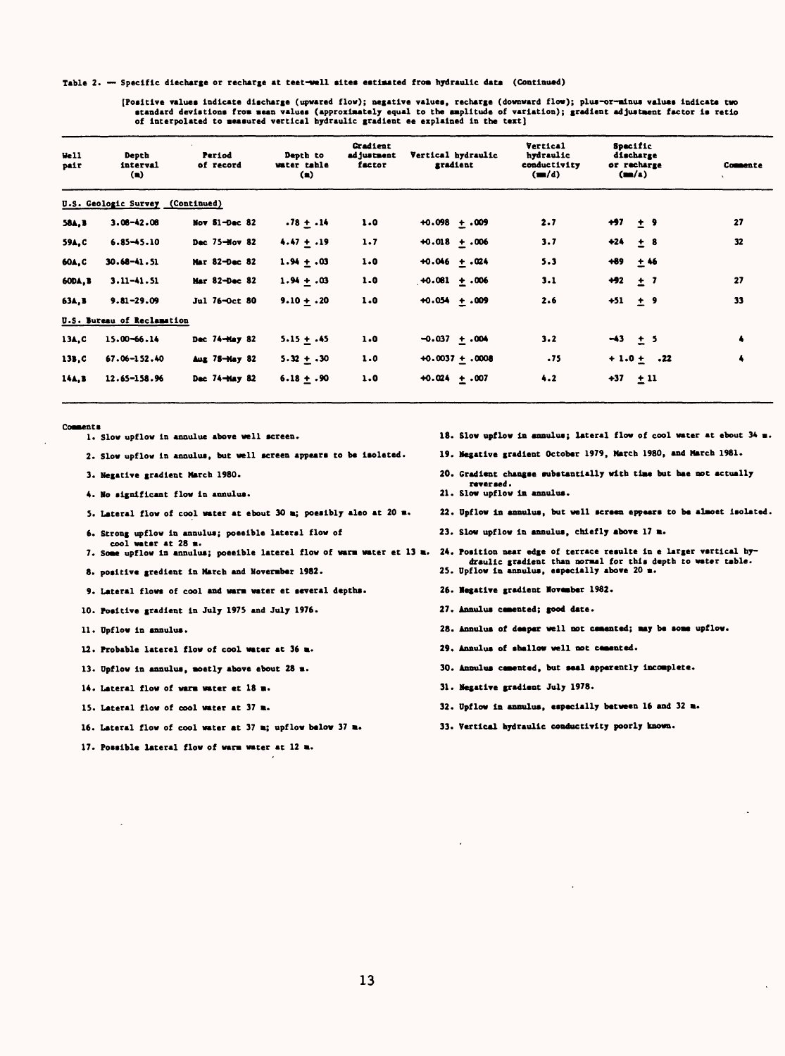Table 2. — Specific discharge or recharge at test-well sites estimated from hydraulic data (Continued)

[Positive values indicate discharge (upward flow); negative values, recharge (downward flow); plus-or-minus values indicate two standard deviations from mean values (approximately equal to the amplitude of variation); gradient adjustment factor is ratio of interpolated to measured vertical hydraulic gradient as explained in the text]

| Well pair | Depth interval (m) | Period of record | Depth to water table (m) | Gradient adjustment factor | Vertical hydraulic gradient | Vertical hydraulic conductivity (mm/d) | Specific discharge or recharge (mm/a) | Comments |
|---|---|---|---|---|---|---|---|---|
| **U.S. Geologic Survey (Continued)** | | | | | | | | |
| 58A,B | 3.08–42.08 | Nov 81–Dec 82 | .78 ± .14 | 1.0 | +0.098 ± .009 | 2.7 | +97 ± 9 | 27 |
| 59A,C | 6.85–45.10 | Dec 75–Nov 82 | 4.47 ± .19 | 1.7 | +0.018 ± .006 | 3.7 | +24 ± 8 | 32 |
| 60A,C | 30.68–41.51 | Mar 82–Dec 82 | 1.94 ± .03 | 1.0 | +0.046 ± .024 | 5.3 | +89 ± 46 | |
| 60DA,B | 3.11–41.51 | Mar 82–Dec 82 | 1.94 ± .03 | 1.0 | +0.081 ± .006 | 3.1 | +92 ± 7 | 27 |
| 63A,B | 9.81–29.09 | Jul 76–Oct 80 | 9.10 ± .20 | 1.0 | +0.054 ± .009 | 2.6 | +51 ± 9 | 33 |
| **U.S. Bureau of Reclamation** | | | | | | | | |
| 13A,C | 15.00–66.14 | Dec 74–May 82 | 5.15 ± .45 | 1.0 | −0.037 ± .004 | 3.2 | −43 ± 5 | 4 |
| 13B,C | 67.06–152.40 | Aug 78–May 82 | 5.32 ± .30 | 1.0 | +0.0037 ± .0008 | .75 | + 1.0 ± .22 | 4 |
| 14A,B | 12.65–158.96 | Dec 74–May 82 | 6.18 ± .90 | 1.0 | +0.024 ± .007 | 4.2 | +37 ± 11 | |

Comments

1. Slow upflow in annulus above well screen.
2. Slow upflow in annulus, but well screen appears to be isolated.
3. Negative gradient March 1980.
4. No significant flow in annulus.
5. Lateral flow of cool water at about 30 m; possibly also at 20 m.
6. Strong upflow in annulus; possible lateral flow of cool water at 28 m.
7. Some upflow in annulus; possible lateral flow of warm water at 13 m.
8. positive gradient in March and November 1982.
9. Lateral flows of cool and warm water at several depths.
10. Positive gradient in July 1975 and July 1976.
11. Upflow in annulus.
12. Probable lateral flow of cool water at 36 m.
13. Upflow in annulus, mostly above about 28 m.
14. Lateral flow of warm water at 18 m.
15. Lateral flow of cool water at 37 m.
16. Lateral flow of cool water at 37 m; upflow below 37 m.
17. Possible lateral flow of warm water at 12 m.
18. Slow upflow in annulus; lateral flow of cool water at about 34 m.
19. Negative gradient October 1979, March 1980, and March 1981.
20. Gradient changes substantially with time but has not actually reversed.
21. Slow upflow in annulus.
22. Upflow in annulus, but well screen appears to be almost isolated.
23. Slow upflow in annulus, chiefly above 17 m.
24. Position near edge of terrace results in a larger vertical hydraulic gradient than normal for this depth to water table.
25. Upflow in annulus, especially above 20 m.
26. Negative gradient November 1982.
27. Annulus cemented; good data.
28. Annulus of deeper well not cemented; may be some upflow.
29. Annulus of shallow well not cemented.
30. Annulus cemented, but seal apparently incomplete.
31. Negative gradient July 1978.
32. Upflow in annulus, especially between 16 and 32 m.
33. Vertical hydraulic conductivity poorly known.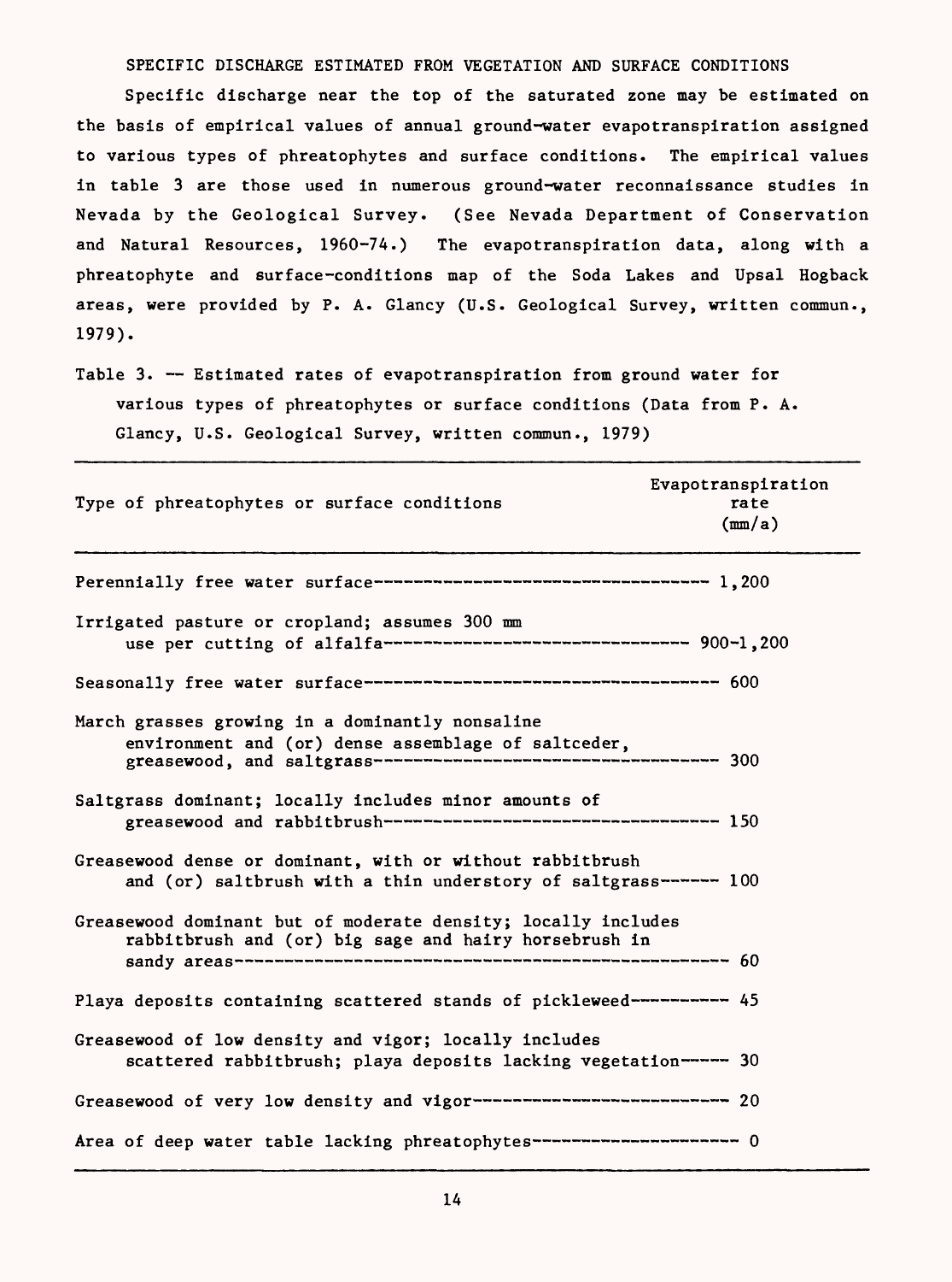## SPECIFIC DISCHARGE ESTIMATED FROM VEGETATION AND SURFACE CONDITIONS

Specific discharge near the top of the saturated zone may be estimated on the basis of empirical values of annual ground-water evapotranspiration assigned to various types of phreatophytes and surface conditions. The empirical values in table 3 are those used in numerous ground-water reconnaissance studies in Nevada by the Geological Survey. (See Nevada Department of Conservation and Natural Resources, 1960-74.) The evapotranspiration data, along with a phreatophyte and surface-conditions map of the Soda Lakes and Upsal Hogback areas, were provided by P. A. Glancy (U.S. Geological Survey, written commun., 1979).

Table 3. -- Estimated rates of evapotranspiration from ground water for various types of phreatophytes or surface conditions (Data from P. A. Glancy, U.S. Geological Survey, written commun., 1979)

| Type of phreatophytes or surface conditions | Evapotranspiration rate (mm/a) |
|---|---|
| Perennially free water surface | 1,200 |
| Irrigated pasture or cropland; assumes 300 mm use per cutting of alfalfa | 900-1,200 |
| Seasonally free water surface | 600 |
| March grasses growing in a dominantly nonsaline environment and (or) dense assemblage of saltceder, greasewood, and saltgrass | 300 |
| Saltgrass dominant; locally includes minor amounts of greasewood and rabbitbrush | 150 |
| Greasewood dense or dominant, with or without rabbitbrush and (or) saltbrush with a thin understory of saltgrass | 100 |
| Greasewood dominant but of moderate density; locally includes rabbitbrush and (or) big sage and hairy horsebrush in sandy areas | 60 |
| Playa deposits containing scattered stands of pickleweed | 45 |
| Greasewood of low density and vigor; locally includes scattered rabbitbrush; playa deposits lacking vegetation | 30 |
| Greasewood of very low density and vigor | 20 |
| Area of deep water table lacking phreatophytes | 0 |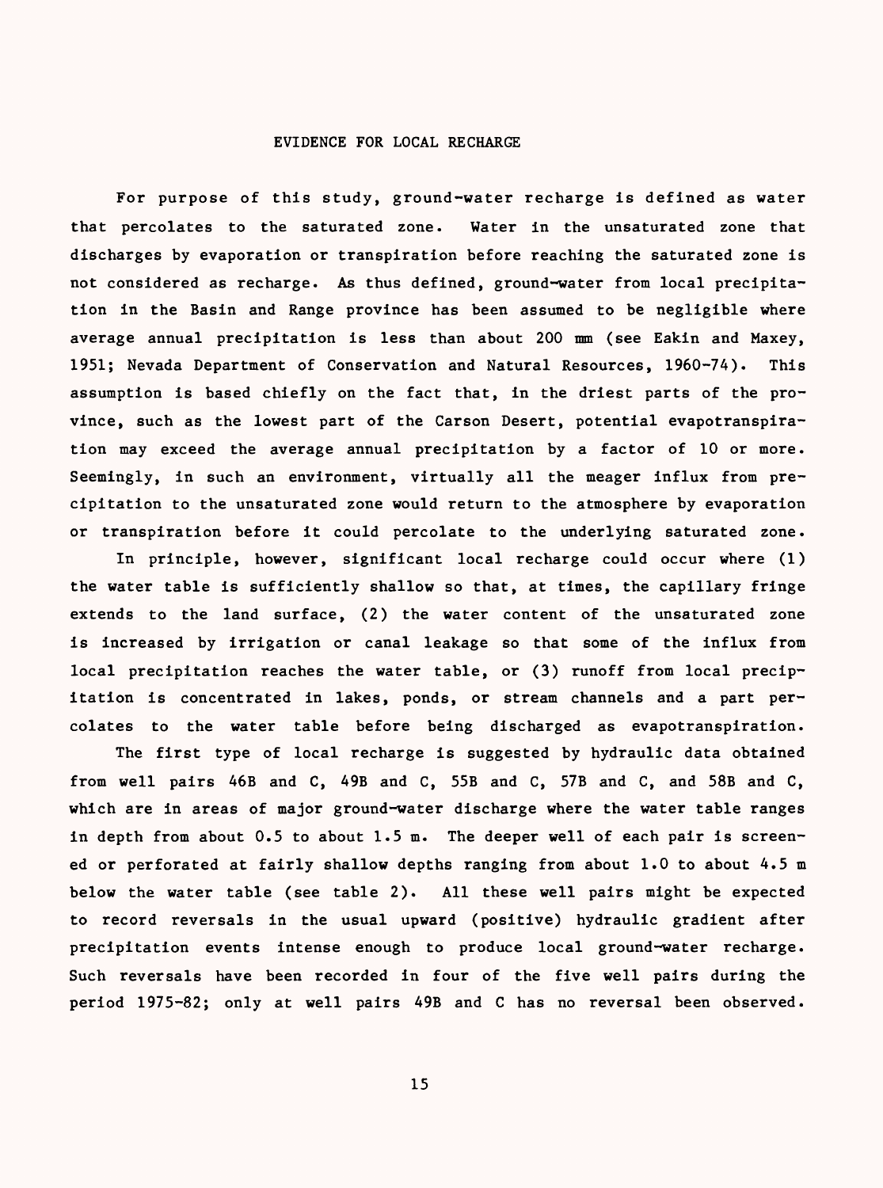## EVIDENCE FOR LOCAL RECHARGE

For purpose of this study, ground-water recharge is defined as water that percolates to the saturated zone. Water in the unsaturated zone that discharges by evaporation or transpiration before reaching the saturated zone is not considered as recharge. As thus defined, ground-water from local precipitation in the Basin and Range province has been assumed to be negligible where average annual precipitation is less than about 200 mm (see Eakin and Maxey, 1951; Nevada Department of Conservation and Natural Resources, 1960-74). This assumption is based chiefly on the fact that, in the driest parts of the province, such as the lowest part of the Carson Desert, potential evapotranspiration may exceed the average annual precipitation by a factor of 10 or more. Seemingly, in such an environment, virtually all the meager influx from precipitation to the unsaturated zone would return to the atmosphere by evaporation or transpiration before it could percolate to the underlying saturated zone.

In principle, however, significant local recharge could occur where (1) the water table is sufficiently shallow so that, at times, the capillary fringe extends to the land surface, (2) the water content of the unsaturated zone is increased by irrigation or canal leakage so that some of the influx from local precipitation reaches the water table, or (3) runoff from local precipitation is concentrated in lakes, ponds, or stream channels and a part percolates to the water table before being discharged as evapotranspiration.

The first type of local recharge is suggested by hydraulic data obtained from well pairs 46B and C, 49B and C, 55B and C, 57B and C, and 58B and C, which are in areas of major ground-water discharge where the water table ranges in depth from about 0.5 to about 1.5 m. The deeper well of each pair is screened or perforated at fairly shallow depths ranging from about 1.0 to about 4.5 m below the water table (see table 2). All these well pairs might be expected to record reversals in the usual upward (positive) hydraulic gradient after precipitation events intense enough to produce local ground-water recharge. Such reversals have been recorded in four of the five well pairs during the period 1975-82; only at well pairs 49B and C has no reversal been observed.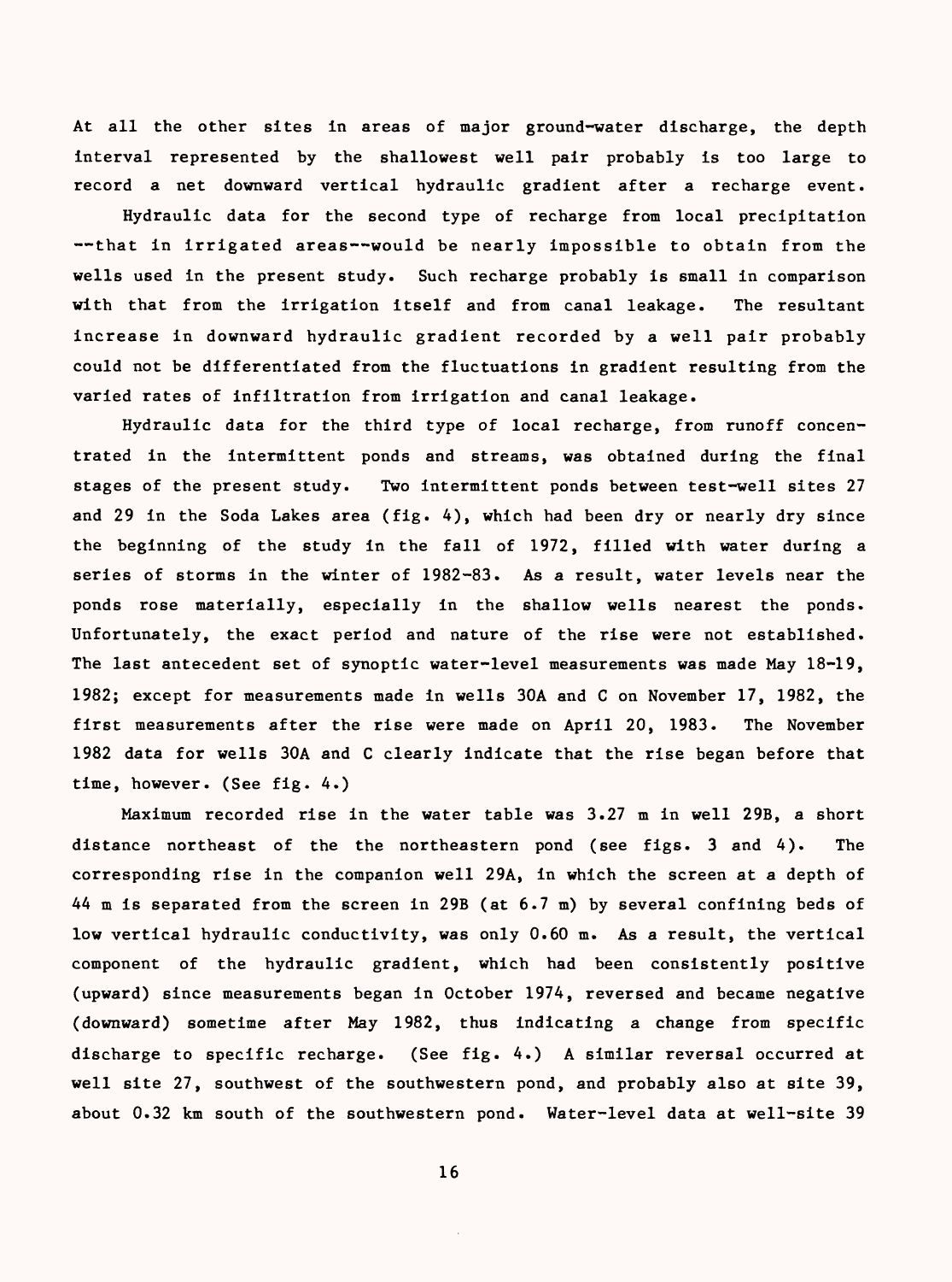At all the other sites in areas of major ground-water discharge, the depth interval represented by the shallowest well pair probably is too large to record a net downward vertical hydraulic gradient after a recharge event.

Hydraulic data for the second type of recharge from local precipitation --that in irrigated areas--would be nearly impossible to obtain from the wells used in the present study. Such recharge probably is small in comparison with that from the irrigation itself and from canal leakage. The resultant increase in downward hydraulic gradient recorded by a well pair probably could not be differentiated from the fluctuations in gradient resulting from the varied rates of infiltration from irrigation and canal leakage.

Hydraulic data for the third type of local recharge, from runoff concentrated in the intermittent ponds and streams, was obtained during the final stages of the present study. Two intermittent ponds between test-well sites 27 and 29 in the Soda Lakes area (fig. 4), which had been dry or nearly dry since the beginning of the study in the fall of 1972, filled with water during a series of storms in the winter of 1982-83. As a result, water levels near the ponds rose materially, especially in the shallow wells nearest the ponds. Unfortunately, the exact period and nature of the rise were not established. The last antecedent set of synoptic water-level measurements was made May 18-19, 1982; except for measurements made in wells 30A and C on November 17, 1982, the first measurements after the rise were made on April 20, 1983. The November 1982 data for wells 30A and C clearly indicate that the rise began before that time, however. (See fig. 4.)

Maximum recorded rise in the water table was 3.27 m in well 29B, a short distance northeast of the the northeastern pond (see figs. 3 and 4). The corresponding rise in the companion well 29A, in which the screen at a depth of 44 m is separated from the screen in 29B (at 6.7 m) by several confining beds of low vertical hydraulic conductivity, was only 0.60 m. As a result, the vertical component of the hydraulic gradient, which had been consistently positive (upward) since measurements began in October 1974, reversed and became negative (downward) sometime after May 1982, thus indicating a change from specific discharge to specific recharge. (See fig. 4.) A similar reversal occurred at well site 27, southwest of the southwestern pond, and probably also at site 39, about 0.32 km south of the southwestern pond. Water-level data at well-site 39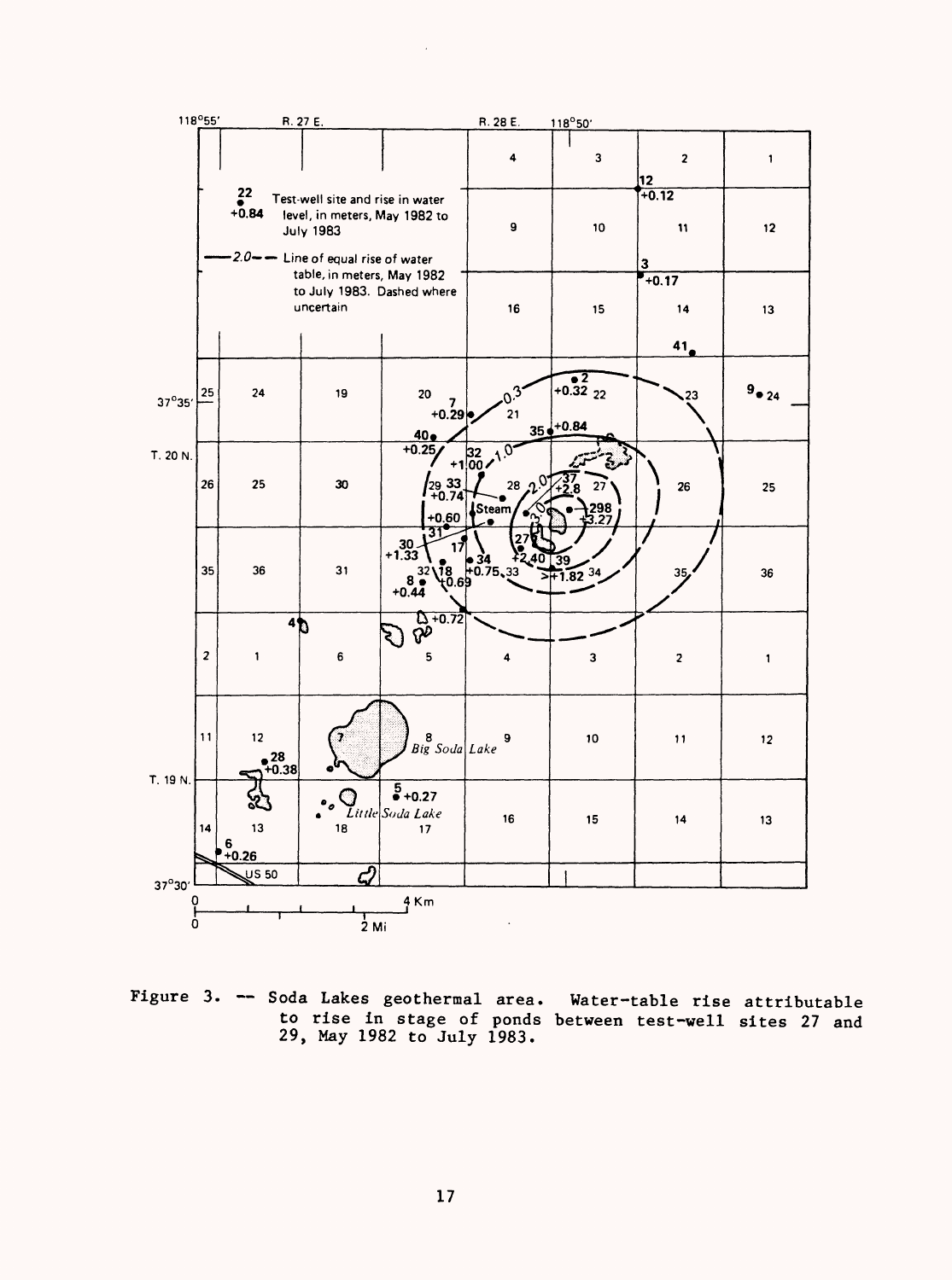Figure 3. -- Soda Lakes geothermal area. Water-table rise attributable to rise in stage of ponds between test-well sites 27 and 29, May 1982 to July 1983.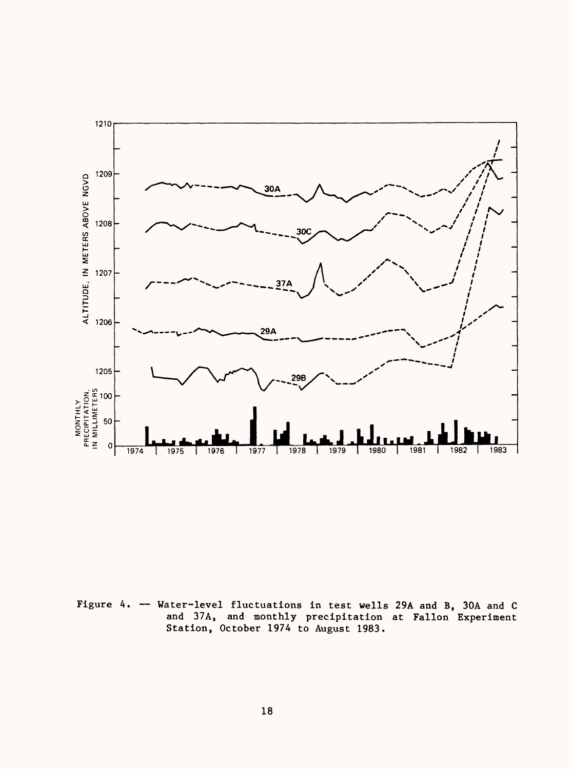Figure 4. -- Water-level fluctuations in test wells 29A and B, 30A and C and 37A, and monthly precipitation at Fallon Experiment Station, October 1974 to August 1983.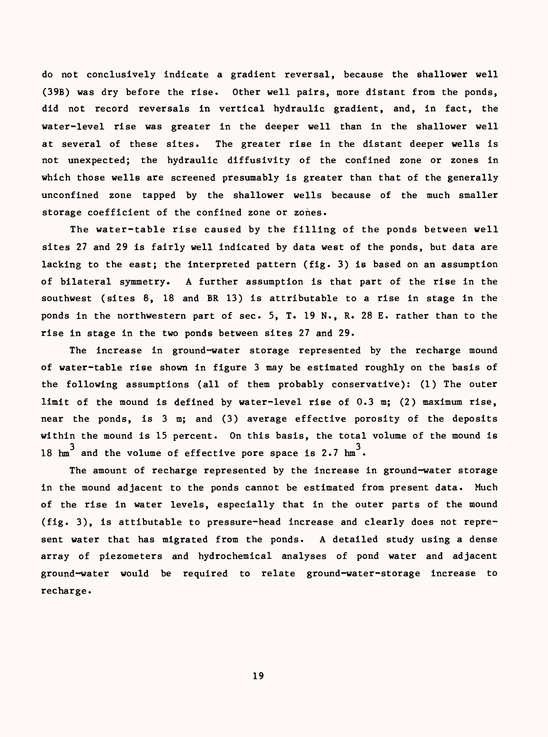do not conclusively indicate a gradient reversal, because the shallower well (39B) was dry before the rise. Other well pairs, more distant from the ponds, did not record reversals in vertical hydraulic gradient, and, in fact, the water-level rise was greater in the deeper well than in the shallower well at several of these sites. The greater rise in the distant deeper wells is not unexpected; the hydraulic diffusivity of the confined zone or zones in which those wells are screened presumably is greater than that of the generally unconfined zone tapped by the shallower wells because of the much smaller storage coefficient of the confined zone or zones.

The water-table rise caused by the filling of the ponds between well sites 27 and 29 is fairly well indicated by data west of the ponds, but data are lacking to the east; the interpreted pattern (fig. 3) is based on an assumption of bilateral symmetry. A further assumption is that part of the rise in the southwest (sites 8, 18 and BR 13) is attributable to a rise in stage in the ponds in the northwestern part of sec. 5, T. 19 N., R. 28 E. rather than to the rise in stage in the two ponds between sites 27 and 29.

The increase in ground-water storage represented by the recharge mound of water-table rise shown in figure 3 may be estimated roughly on the basis of the following assumptions (all of them probably conservative): (1) The outer limit of the mound is defined by water-level rise of 0.3 m; (2) maximum rise, near the ponds, is 3 m; and (3) average effective porosity of the deposits within the mound is 15 percent. On this basis, the total volume of the mound is 18 $hm^3$ and the volume of effective pore space is 2.7 $hm^3$.

The amount of recharge represented by the increase in ground-water storage in the mound adjacent to the ponds cannot be estimated from present data. Much of the rise in water levels, especially that in the outer parts of the mound (fig. 3), is attibutable to pressure-head increase and clearly does not represent water that has migrated from the ponds. A detailed study using a dense array of piezometers and hydrochemical analyses of pond water and adjacent ground-water would be required to relate ground-water-storage increase to recharge.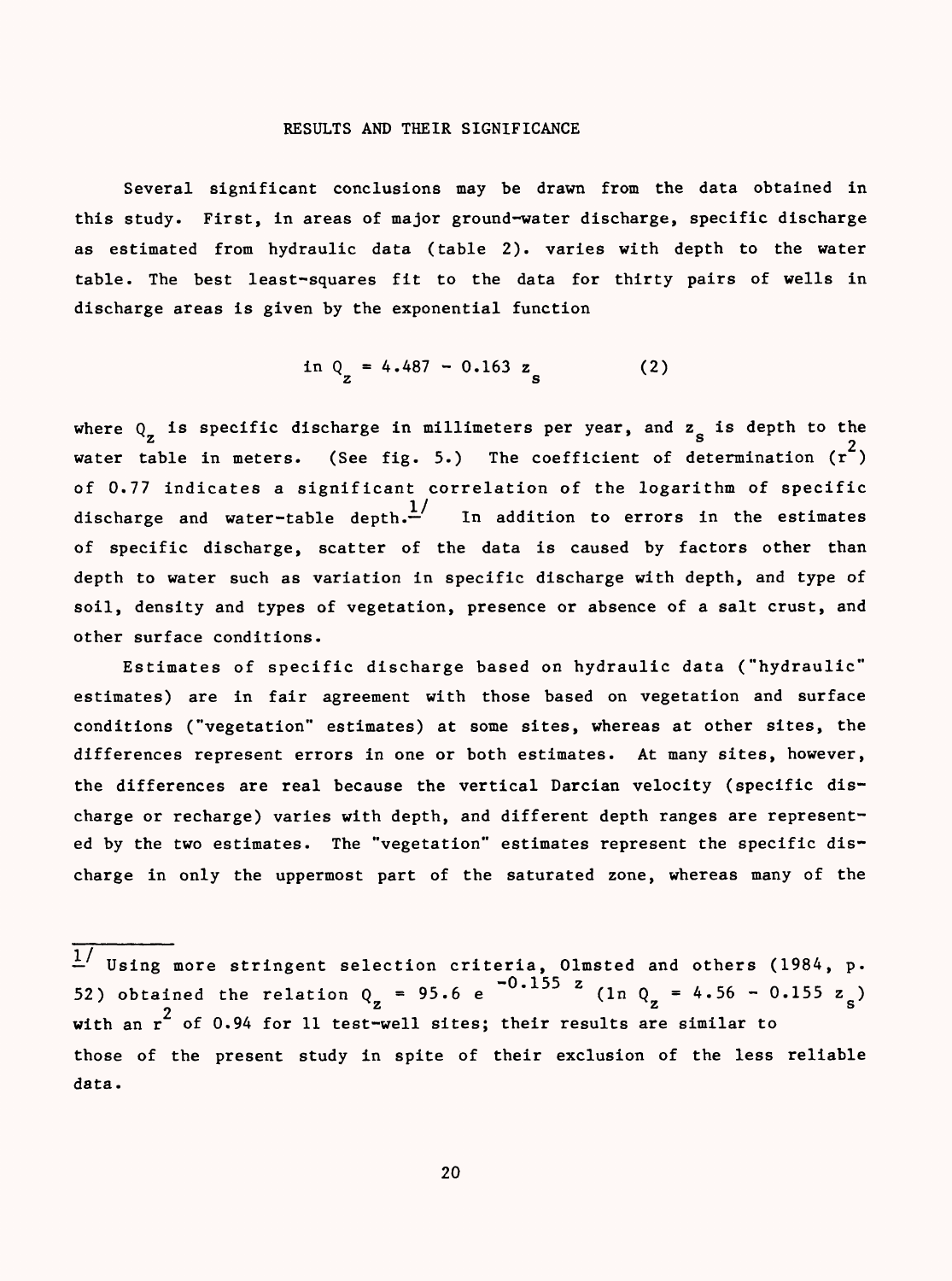## RESULTS AND THEIR SIGNIFICANCE

Several significant conclusions may be drawn from the data obtained in this study. First, in areas of major ground-water discharge, specific discharge as estimated from hydraulic data (table 2). varies with depth to the water table. The best least-squares fit to the data for thirty pairs of wells in discharge areas is given by the exponential function

$$\ln Q_z = 4.487 - 0.163 z_s \qquad (2)$$

where $Q_z$ is specific discharge in millimeters per year, and $z_s$ is depth to the water table in meters. (See fig. 5.) The coefficient of determination ($r^2$) of 0.77 indicates a significant correlation of the logarithm of specific discharge and water-table depth.[1/] In addition to errors in the estimates of specific discharge, scatter of the data is caused by factors other than depth to water such as variation in specific discharge with depth, and type of soil, density and types of vegetation, presence or absence of a salt crust, and other surface conditions.

Estimates of specific discharge based on hydraulic data ("hydraulic" estimates) are in fair agreement with those based on vegetation and surface conditions ("vegetation" estimates) at some sites, whereas at other sites, the differences represent errors in one or both estimates. At many sites, however, the differences are real because the vertical Darcian velocity (specific discharge or recharge) varies with depth, and different depth ranges are represented by the two estimates. The "vegetation" estimates represent the specific discharge in only the uppermost part of the saturated zone, whereas many of the

---

[1/] Using more stringent selection criteria, Olmsted and others (1984, p. 52) obtained the relation $Q_z = 95.6\ e^{-0.155\ z}$ ($\ln Q_z = 4.56 - 0.155\ z_s$) with an $r^2$ of 0.94 for 11 test-well sites; their results are similar to those of the present study in spite of their exclusion of the less reliable data.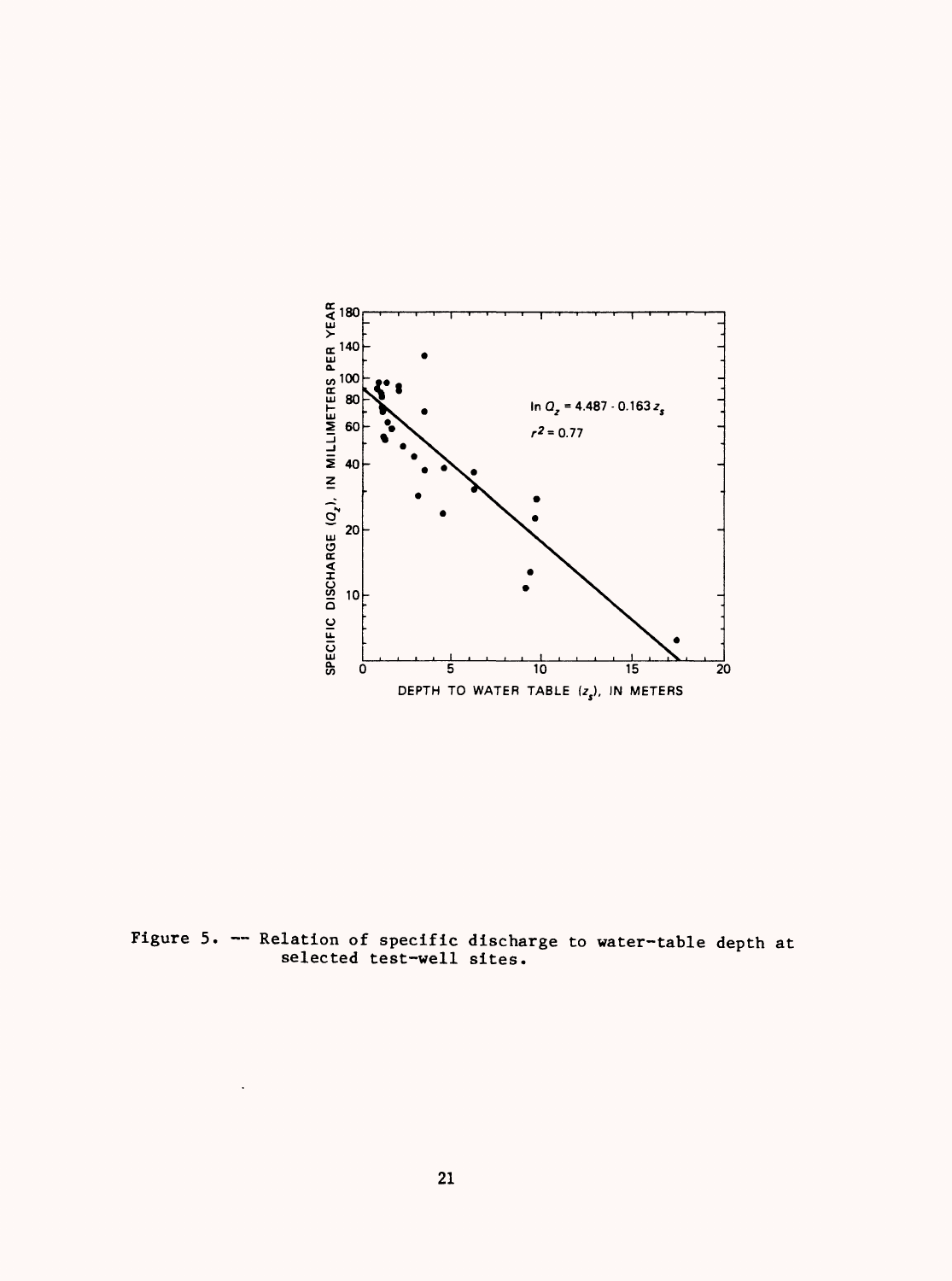Figure 5. -- Relation of specific discharge to water-table depth at selected test-well sites.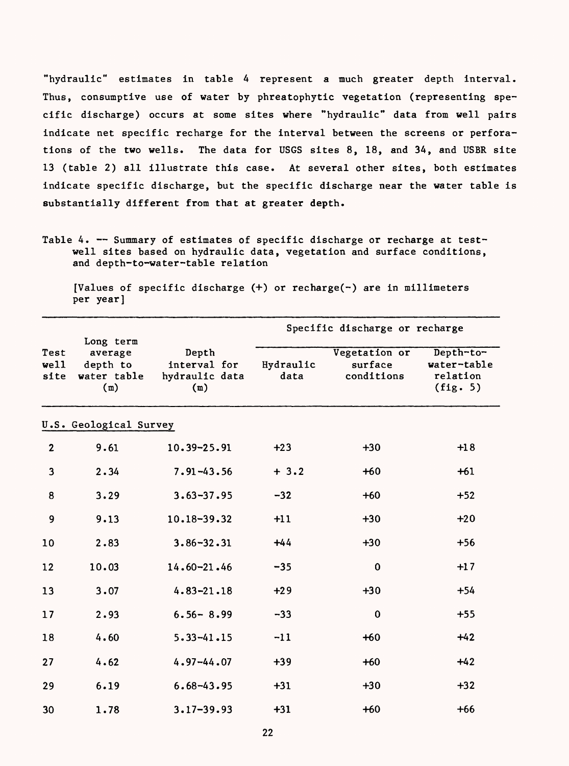"hydraulic" estimates in table 4 represent a much greater depth interval. Thus, consumptive use of water by phreatophytic vegetation (representing specific discharge) occurs at some sites where "hydraulic" data from well pairs indicate net specific recharge for the interval between the screens or perforations of the two wells. The data for USGS sites 8, 18, and 34, and USBR site 13 (table 2) all illustrate this case. At several other sites, both estimates indicate specific discharge, but the specific discharge near the water table is substantially different from that at greater depth.

Table 4. -- Summary of estimates of specific discharge or recharge at test-well sites based on hydraulic data, vegetation and surface conditions, and depth-to-water-table relation

[Values of specific discharge (+) or recharge(-) are in millimeters per year]

| Test well site | Long term average depth to water table (m) | Depth interval for hydraulic data (m) | Specific discharge or recharge | | |
|---|---|---|---|---|---|
| | | | Hydraulic data | Vegetation or surface conditions | Depth-to-water-table relation (fig. 5) |
| U.S. Geological Survey | | | | | |
| 2 | 9.61 | 10.39-25.91 | +23 | +30 | +18 |
| 3 | 2.34 | 7.91-43.56 | + 3.2 | +60 | +61 |
| 8 | 3.29 | 3.63-37.95 | -32 | +60 | +52 |
| 9 | 9.13 | 10.18-39.32 | +11 | +30 | +20 |
| 10 | 2.83 | 3.86-32.31 | +44 | +30 | +56 |
| 12 | 10.03 | 14.60-21.46 | -35 | 0 | +17 |
| 13 | 3.07 | 4.83-21.18 | +29 | +30 | +54 |
| 17 | 2.93 | 6.56- 8.99 | -33 | 0 | +55 |
| 18 | 4.60 | 5.33-41.15 | -11 | +60 | +42 |
| 27 | 4.62 | 4.97-44.07 | +39 | +60 | +42 |
| 29 | 6.19 | 6.68-43.95 | +31 | +30 | +32 |
| 30 | 1.78 | 3.17-39.93 | +31 | +60 | +66 |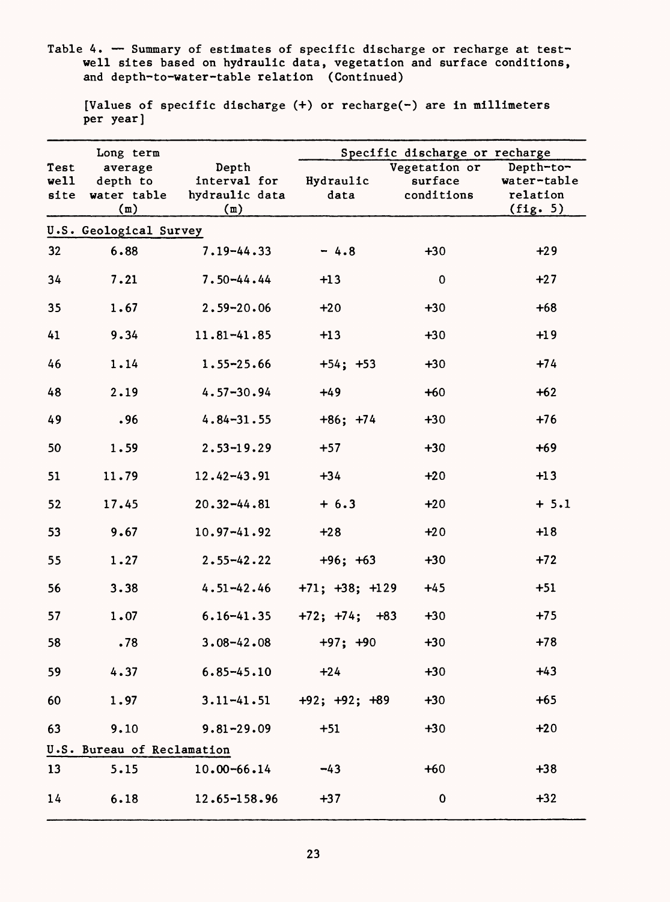Table 4. — Summary of estimates of specific discharge or recharge at test-well sites based on hydraulic data, vegetation and surface conditions, and depth-to-water-table relation (Continued)

[Values of specific discharge (+) or recharge(-) are in millimeters per year]

| Test well site | Long term average depth to water table (m) | Depth interval for hydraulic data (m) | Specific discharge or recharge | | |
|---|---|---|---|---|---|
| | | | Hydraulic data | Vegetation or surface conditions | Depth-to-water-table relation (fig. 5) |
| U.S. Geological Survey | | | | | |
| 32 | 6.88 | 7.19-44.33 | - 4.8 | +30 | +29 |
| 34 | 7.21 | 7.50-44.44 | +13 | 0 | +27 |
| 35 | 1.67 | 2.59-20.06 | +20 | +30 | +68 |
| 41 | 9.34 | 11.81-41.85 | +13 | +30 | +19 |
| 46 | 1.14 | 1.55-25.66 | +54; +53 | +30 | +74 |
| 48 | 2.19 | 4.57-30.94 | +49 | +60 | +62 |
| 49 | .96 | 4.84-31.55 | +86; +74 | +30 | +76 |
| 50 | 1.59 | 2.53-19.29 | +57 | +30 | +69 |
| 51 | 11.79 | 12.42-43.91 | +34 | +20 | +13 |
| 52 | 17.45 | 20.32-44.81 | + 6.3 | +20 | + 5.1 |
| 53 | 9.67 | 10.97-41.92 | +28 | +20 | +18 |
| 55 | 1.27 | 2.55-42.22 | +96; +63 | +30 | +72 |
| 56 | 3.38 | 4.51-42.46 | +71; +38; +129 | +45 | +51 |
| 57 | 1.07 | 6.16-41.35 | +72; +74; +83 | +30 | +75 |
| 58 | .78 | 3.08-42.08 | +97; +90 | +30 | +78 |
| 59 | 4.37 | 6.85-45.10 | +24 | +30 | +43 |
| 60 | 1.97 | 3.11-41.51 | +92; +92; +89 | +30 | +65 |
| 63 | 9.10 | 9.81-29.09 | +51 | +30 | +20 |
| U.S. Bureau of Reclamation | | | | | |
| 13 | 5.15 | 10.00-66.14 | -43 | +60 | +38 |
| 14 | 6.18 | 12.65-158.96 | +37 | 0 | +32 |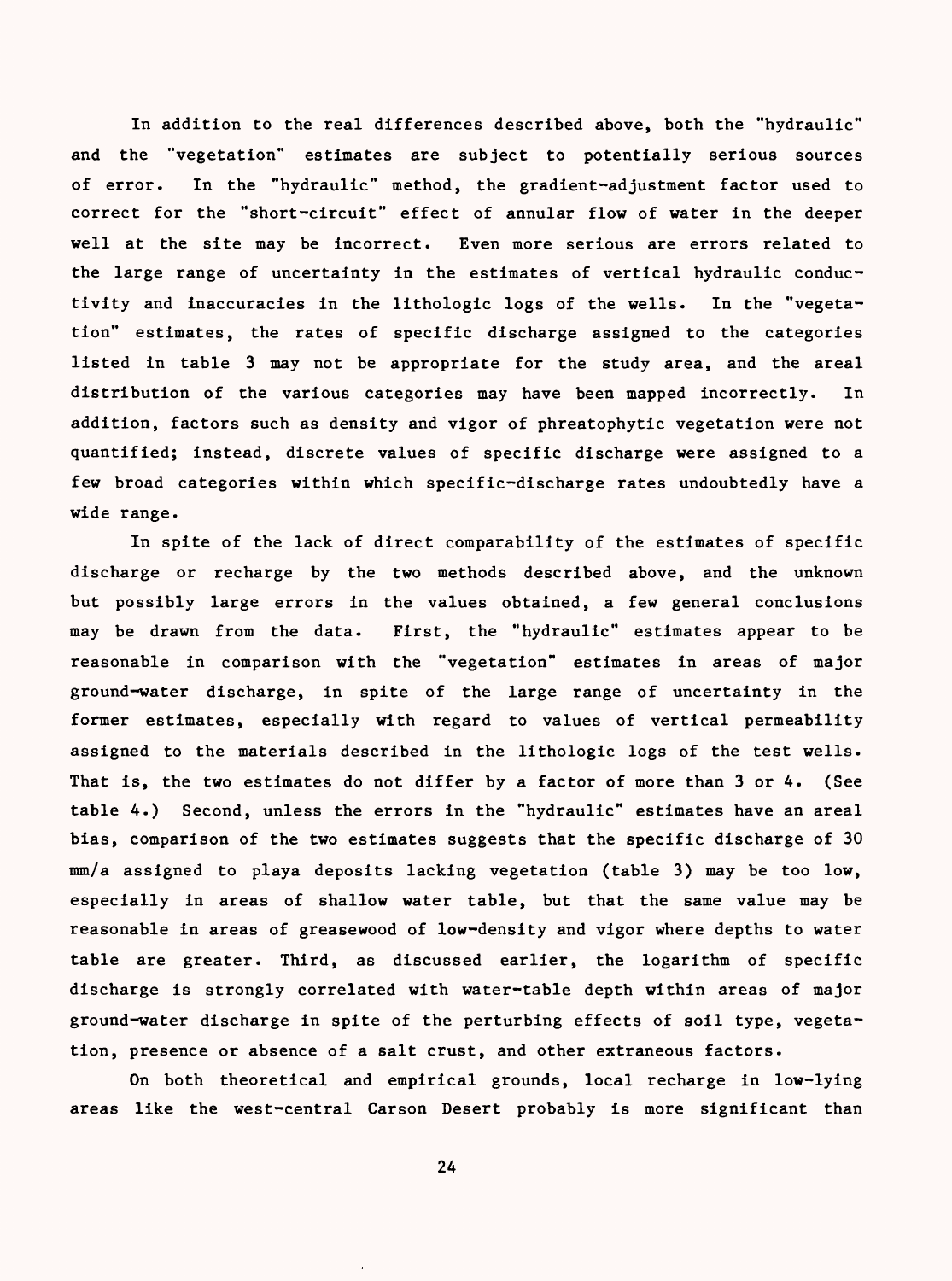In addition to the real differences described above, both the "hydraulic" and the "vegetation" estimates are subject to potentially serious sources of error. In the "hydraulic" method, the gradient-adjustment factor used to correct for the "short-circuit" effect of annular flow of water in the deeper well at the site may be incorrect. Even more serious are errors related to the large range of uncertainty in the estimates of vertical hydraulic conductivity and inaccuracies in the lithologic logs of the wells. In the "vegetation" estimates, the rates of specific discharge assigned to the categories listed in table 3 may not be appropriate for the study area, and the areal distribution of the various categories may have been mapped incorrectly. In addition, factors such as density and vigor of phreatophytic vegetation were not quantified; instead, discrete values of specific discharge were assigned to a few broad categories within which specific-discharge rates undoubtedly have a wide range.

In spite of the lack of direct comparability of the estimates of specific discharge or recharge by the two methods described above, and the unknown but possibly large errors in the values obtained, a few general conclusions may be drawn from the data. First, the "hydraulic" estimates appear to be reasonable in comparison with the "vegetation" estimates in areas of major ground-water discharge, in spite of the large range of uncertainty in the former estimates, especially with regard to values of vertical permeability assigned to the materials described in the lithologic logs of the test wells. That is, the two estimates do not differ by a factor of more than 3 or 4. (See table 4.) Second, unless the errors in the "hydraulic" estimates have an areal bias, comparison of the two estimates suggests that the specific discharge of 30 mm/a assigned to playa deposits lacking vegetation (table 3) may be too low, especially in areas of shallow water table, but that the same value may be reasonable in areas of greasewood of low-density and vigor where depths to water table are greater. Third, as discussed earlier, the logarithm of specific discharge is strongly correlated with water-table depth within areas of major ground-water discharge in spite of the perturbing effects of soil type, vegetation, presence or absence of a salt crust, and other extraneous factors.

On both theoretical and empirical grounds, local recharge in low-lying areas like the west-central Carson Desert probably is more significant than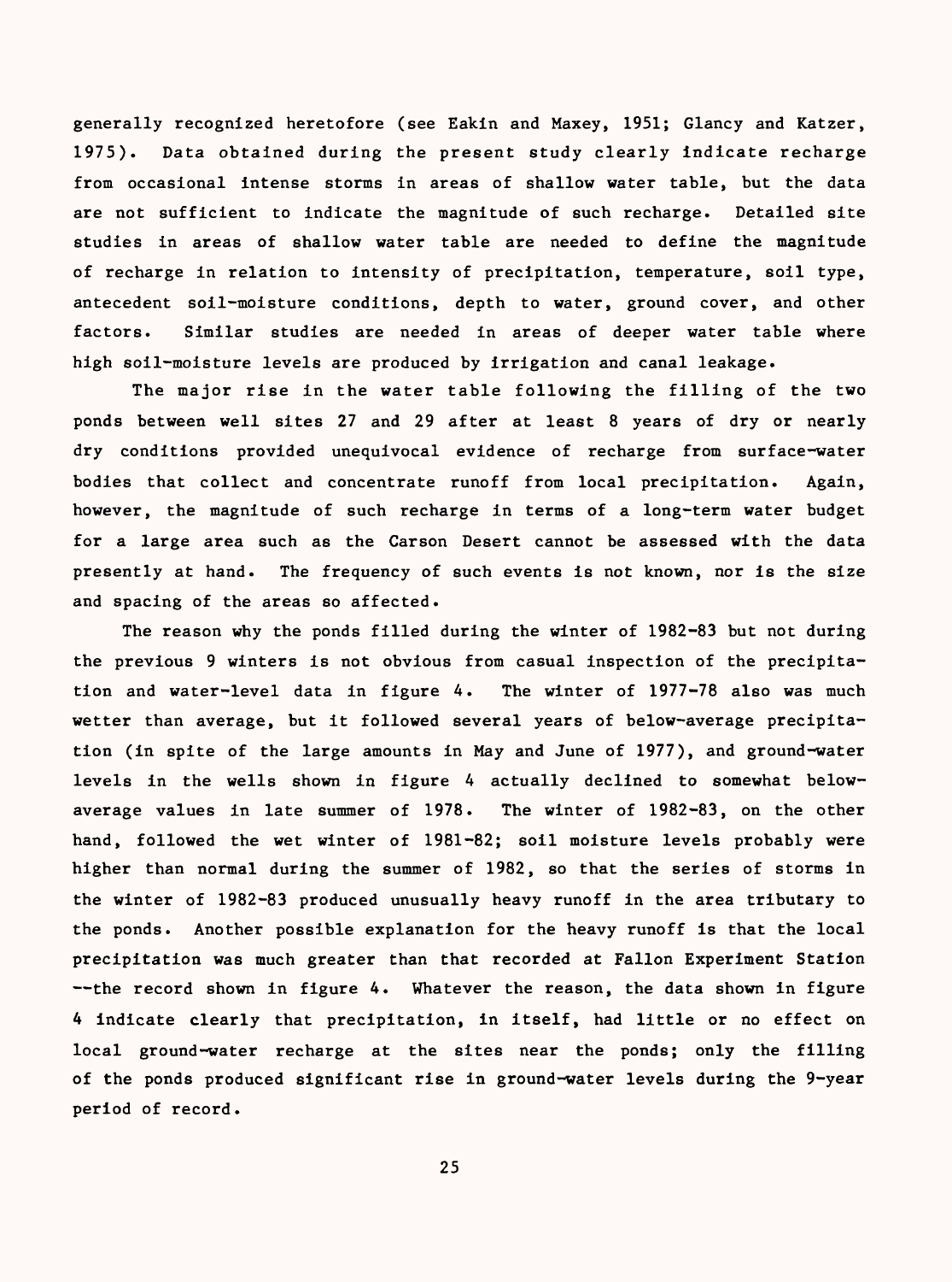generally recognized heretofore (see Eakin and Maxey, 1951; Glancy and Katzer, 1975). Data obtained during the present study clearly indicate recharge from occasional intense storms in areas of shallow water table, but the data are not sufficient to indicate the magnitude of such recharge. Detailed site studies in areas of shallow water table are needed to define the magnitude of recharge in relation to intensity of precipitation, temperature, soil type, antecedent soil-moisture conditions, depth to water, ground cover, and other factors. Similar studies are needed in areas of deeper water table where high soil-moisture levels are produced by irrigation and canal leakage.

The major rise in the water table following the filling of the two ponds between well sites 27 and 29 after at least 8 years of dry or nearly dry conditions provided unequivocal evidence of recharge from surface-water bodies that collect and concentrate runoff from local precipitation. Again, however, the magnitude of such recharge in terms of a long-term water budget for a large area such as the Carson Desert cannot be assessed with the data presently at hand. The frequency of such events is not known, nor is the size and spacing of the areas so affected.

The reason why the ponds filled during the winter of 1982-83 but not during the previous 9 winters is not obvious from casual inspection of the precipitation and water-level data in figure 4. The winter of 1977-78 also was much wetter than average, but it followed several years of below-average precipitation (in spite of the large amounts in May and June of 1977), and ground-water levels in the wells shown in figure 4 actually declined to somewhat below-average values in late summer of 1978. The winter of 1982-83, on the other hand, followed the wet winter of 1981-82; soil moisture levels probably were higher than normal during the summer of 1982, so that the series of storms in the winter of 1982-83 produced unusually heavy runoff in the area tributary to the ponds. Another possible explanation for the heavy runoff is that the local precipitation was much greater than that recorded at Fallon Experiment Station --the record shown in figure 4. Whatever the reason, the data shown in figure 4 indicate clearly that precipitation, in itself, had little or no effect on local ground-water recharge at the sites near the ponds; only the filling of the ponds produced significant rise in ground-water levels during the 9-year period of record.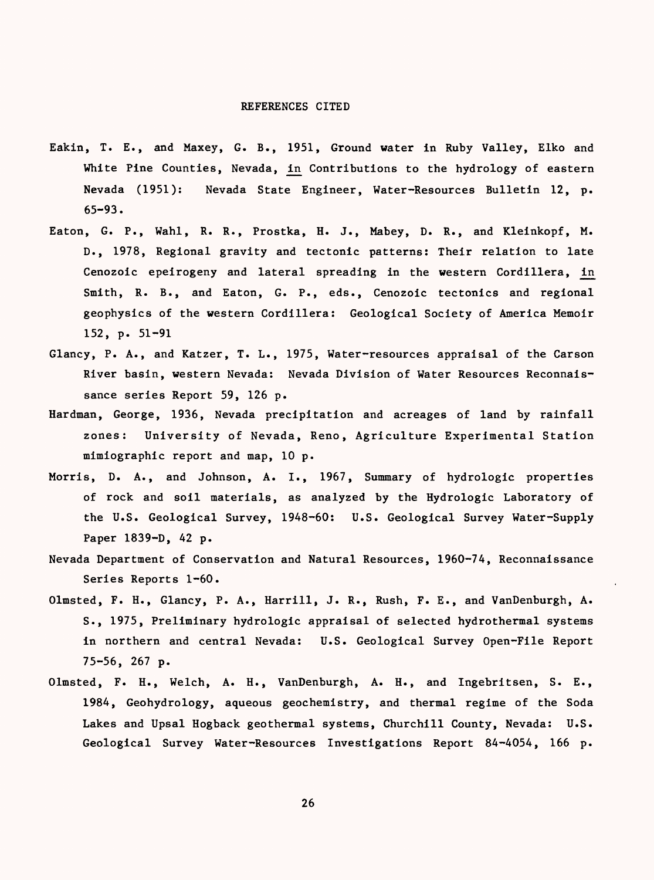## REFERENCES CITED

Eakin, T. E., and Maxey, G. B., 1951, Ground water in Ruby Valley, Elko and White Pine Counties, Nevada, in Contributions to the hydrology of eastern Nevada (1951): Nevada State Engineer, Water-Resources Bulletin 12, p. 65-93.

Eaton, G. P., Wahl, R. R., Prostka, H. J., Mabey, D. R., and Kleinkopf, M. D., 1978, Regional gravity and tectonic patterns: Their relation to late Cenozoic epeirogeny and lateral spreading in the western Cordillera, in Smith, R. B., and Eaton, G. P., eds., Cenozoic tectonics and regional geophysics of the western Cordillera: Geological Society of America Memoir 152, p. 51-91

Glancy, P. A., and Katzer, T. L., 1975, Water-resources appraisal of the Carson River basin, western Nevada: Nevada Division of Water Resources Reconnaissance series Report 59, 126 p.

Hardman, George, 1936, Nevada precipitation and acreages of land by rainfall zones: University of Nevada, Reno, Agriculture Experimental Station mimiographic report and map, 10 p.

Morris, D. A., and Johnson, A. I., 1967, Summary of hydrologic properties of rock and soil materials, as analyzed by the Hydrologic Laboratory of the U.S. Geological Survey, 1948-60: U.S. Geological Survey Water-Supply Paper 1839-D, 42 p.

Nevada Department of Conservation and Natural Resources, 1960-74, Reconnaissance Series Reports 1-60.

Olmsted, F. H., Glancy, P. A., Harrill, J. R., Rush, F. E., and VanDenburgh, A. S., 1975, Preliminary hydrologic appraisal of selected hydrothermal systems in northern and central Nevada: U.S. Geological Survey Open-File Report 75-56, 267 p.

Olmsted, F. H., Welch, A. H., VanDenburgh, A. H., and Ingebritsen, S. E., 1984, Geohydrology, aqueous geochemistry, and thermal regime of the Soda Lakes and Upsal Hogback geothermal systems, Churchill County, Nevada: U.S. Geological Survey Water-Resources Investigations Report 84-4054, 166 p.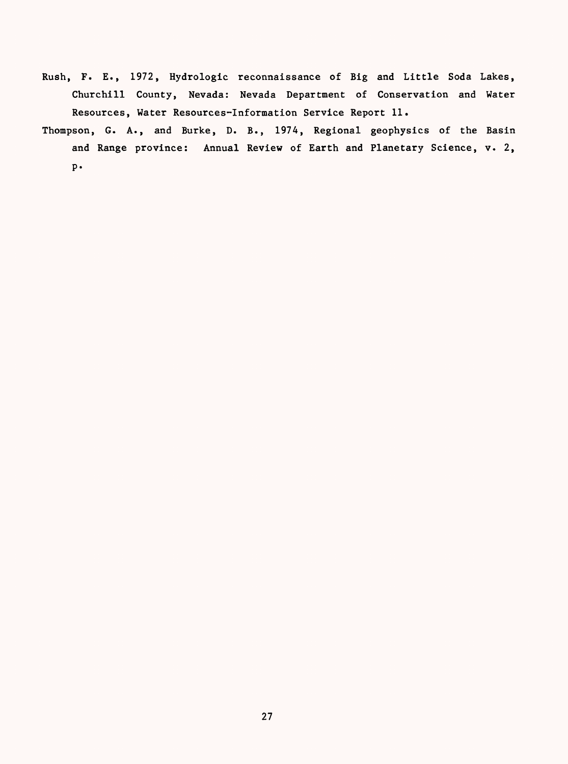Rush, F. E., 1972, Hydrologic reconnaissance of Big and Little Soda Lakes, Churchill County, Nevada: Nevada Department of Conservation and Water Resources, Water Resources-Information Service Report 11.

Thompson, G. A., and Burke, D. B., 1974, Regional geophysics of the Basin and Range province: Annual Review of Earth and Planetary Science, v. 2, p.